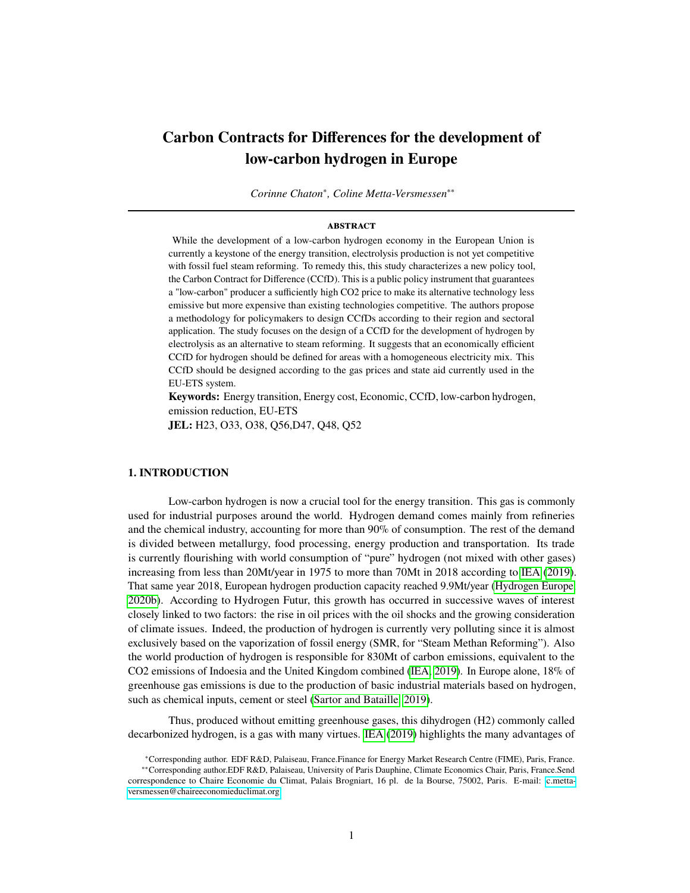# Carbon Contracts for Differences for the development of low-carbon hydrogen in Europe

*Corinne Chaton[*], Coline Metta-Versmessen[**]*

**ABSTRACT**

While the development of a low-carbon hydrogen economy in the European Union is currently a keystone of the energy transition, electrolysis production is not yet competitive with fossil fuel steam reforming. To remedy this, this study characterizes a new policy tool, the Carbon Contract for Difference (CCfD). This is a public policy instrument that guarantees a "low-carbon" producer a sufficiently high CO2 price to make its alternative technology less emissive but more expensive than existing technologies competitive. The authors propose a methodology for policymakers to design CCfDs according to their region and sectoral application. The study focuses on the design of a CCfD for the development of hydrogen by electrolysis as an alternative to steam reforming. It suggests that an economically efficient CCfD for hydrogen should be defined for areas with a homogeneous electricity mix. This CCfD should be designed according to the gas prices and state aid currently used in the EU-ETS system.

**Keywords:** Energy transition, Energy cost, Economic, CCfD, low-carbon hydrogen, emission reduction, EU-ETS

**JEL:** H23, O33, O38, Q56,D47, Q48, Q52

## 1. INTRODUCTION

Low-carbon hydrogen is now a crucial tool for the energy transition. This gas is commonly used for industrial purposes around the world. Hydrogen demand comes mainly from refineries and the chemical industry, accounting for more than 90% of consumption. The rest of the demand is divided between metallurgy, food processing, energy production and transportation. Its trade is currently flourishing with world consumption of "pure" hydrogen (not mixed with other gases) increasing from less than 20Mt/year in 1975 to more than 70Mt in 2018 according to IEA (2019). That same year 2018, European hydrogen production capacity reached 9.9Mt/year (Hydrogen Europe, 2020b). According to Hydrogen Futur, this growth has occurred in successive waves of interest closely linked to two factors: the rise in oil prices with the oil shocks and the growing consideration of climate issues. Indeed, the production of hydrogen is currently very polluting since it is almost exclusively based on the vaporization of fossil energy (SMR, for "Steam Methan Reforming"). Also the world production of hydrogen is responsible for 830Mt of carbon emissions, equivalent to the CO2 emissions of Indoesia and the United Kingdom combined (IEA, 2019). In Europe alone, 18% of greenhouse gas emissions is due to the production of basic industrial materials based on hydrogen, such as chemical inputs, cement or steel (Sartor and Bataille, 2019).

Thus, produced without emitting greenhouse gases, this dihydrogen (H2) commonly called decarbonized hydrogen, is a gas with many virtues. IEA (2019) highlights the many advantages of

[*]Corresponding author. EDF R&D, Palaiseau, France.Finance for Energy Market Research Centre (FIME), Paris, France.

[**]Corresponding author.EDF R&D, Palaiseau, University of Paris Dauphine, Climate Economics Chair, Paris, France.Send correspondence to Chaire Economie du Climat, Palais Brogniart, 16 pl. de la Bourse, 75002, Paris. E-mail: c.metta-versmessen@chaireeconomieduclimat.org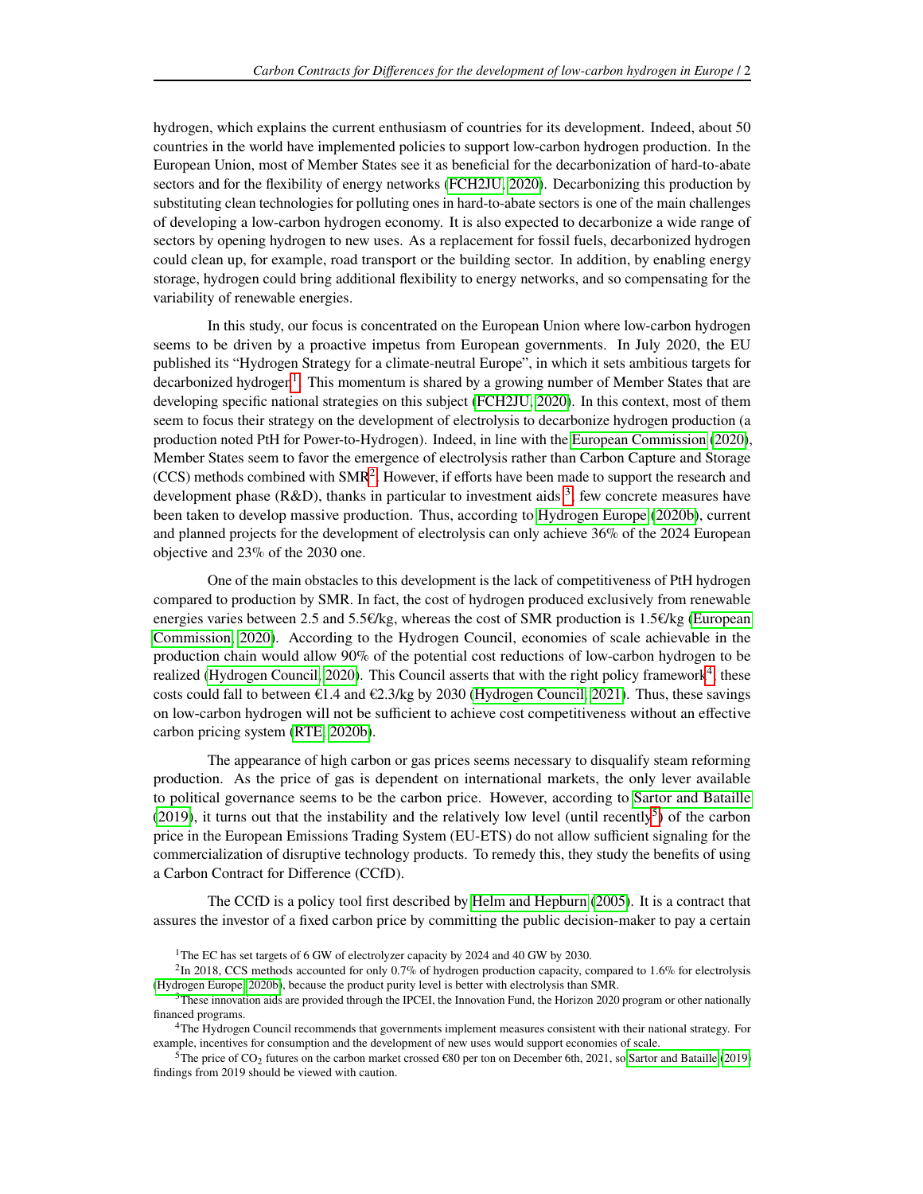hydrogen, which explains the current enthusiasm of countries for its development. Indeed, about 50 countries in the world have implemented policies to support low-carbon hydrogen production. In the European Union, most of Member States see it as beneficial for the decarbonization of hard-to-abate sectors and for the flexibility of energy networks (FCH2JU, 2020). Decarbonizing this production by substituting clean technologies for polluting ones in hard-to-abate sectors is one of the main challenges of developing a low-carbon hydrogen economy. It is also expected to decarbonize a wide range of sectors by opening hydrogen to new uses. As a replacement for fossil fuels, decarbonized hydrogen could clean up, for example, road transport or the building sector. In addition, by enabling energy storage, hydrogen could bring additional flexibility to energy networks, and so compensating for the variability of renewable energies.

In this study, our focus is concentrated on the European Union where low-carbon hydrogen seems to be driven by a proactive impetus from European governments. In July 2020, the EU published its "Hydrogen Strategy for a climate-neutral Europe", in which it sets ambitious targets for decarbonized hydrogen[1]. This momentum is shared by a growing number of Member States that are developing specific national strategies on this subject (FCH2JU, 2020). In this context, most of them seem to focus their strategy on the development of electrolysis to decarbonize hydrogen production (a production noted PtH for Power-to-Hydrogen). Indeed, in line with the European Commission (2020), Member States seem to favor the emergence of electrolysis rather than Carbon Capture and Storage (CCS) methods combined with SMR[2]. However, if efforts have been made to support the research and development phase (R&D), thanks in particular to investment aids[3], few concrete measures have been taken to develop massive production. Thus, according to Hydrogen Europe (2020b), current and planned projects for the development of electrolysis can only achieve 36% of the 2024 European objective and 23% of the 2030 one.

One of the main obstacles to this development is the lack of competitiveness of PtH hydrogen compared to production by SMR. In fact, the cost of hydrogen produced exclusively from renewable energies varies between 2.5 and 5.5€/kg, whereas the cost of SMR production is 1.5€/kg (European Commission, 2020). According to the Hydrogen Council, economies of scale achievable in the production chain would allow 90% of the potential cost reductions of low-carbon hydrogen to be realized (Hydrogen Council, 2020). This Council asserts that with the right policy framework[4], these costs could fall to between €1.4 and €2.3/kg by 2030 (Hydrogen Council, 2021). Thus, these savings on low-carbon hydrogen will not be sufficient to achieve cost competitiveness without an effective carbon pricing system (RTE, 2020b).

The appearance of high carbon or gas prices seems necessary to disqualify steam reforming production. As the price of gas is dependent on international markets, the only lever available to political governance seems to be the carbon price. However, according to Sartor and Bataille (2019), it turns out that the instability and the relatively low level (until recently[5]) of the carbon price in the European Emissions Trading System (EU-ETS) do not allow sufficient signaling for the commercialization of disruptive technology products. To remedy this, they study the benefits of using a Carbon Contract for Difference (CCfD).

The CCfD is a policy tool first described by Helm and Hepburn (2005). It is a contract that assures the investor of a fixed carbon price by committing the public decision-maker to pay a certain

[1] The EC has set targets of 6 GW of electrolyzer capacity by 2024 and 40 GW by 2030.

[2] In 2018, CCS methods accounted for only 0.7% of hydrogen production capacity, compared to 1.6% for electrolysis (Hydrogen Europe, 2020b), because the product purity level is better with electrolysis than SMR.

[3] These innovation aids are provided through the IPCEI, the Innovation Fund, the Horizon 2020 program or other nationally financed programs.

[4] The Hydrogen Council recommends that governments implement measures consistent with their national strategy. For example, incentives for consumption and the development of new uses would support economies of scale.

[5] The price of $CO_2$ futures on the carbon market crossed €80 per ton on December 6th, 2021, so Sartor and Bataille (2019) findings from 2019 should be viewed with caution.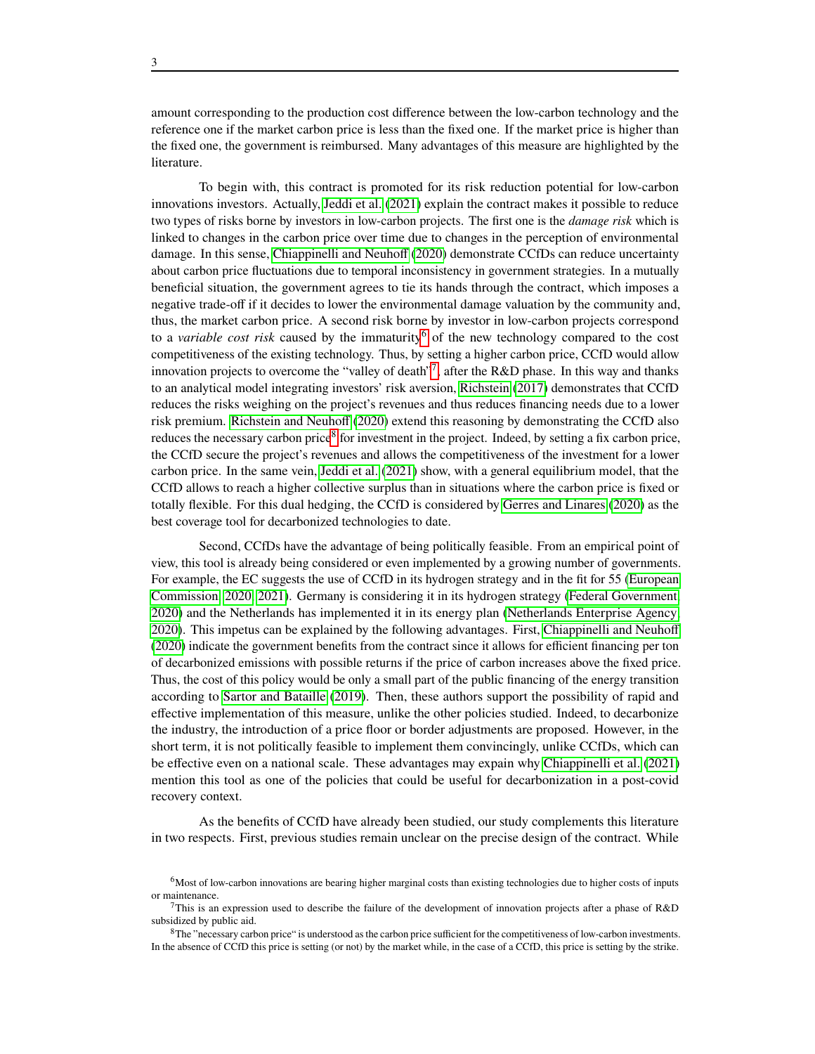amount corresponding to the production cost difference between the low-carbon technology and the reference one if the market carbon price is less than the fixed one. If the market price is higher than the fixed one, the government is reimbursed. Many advantages of this measure are highlighted by the literature.

To begin with, this contract is promoted for its risk reduction potential for low-carbon innovations investors. Actually, Jeddi et al. (2021) explain the contract makes it possible to reduce two types of risks borne by investors in low-carbon projects. The first one is the *damage risk* which is linked to changes in the carbon price over time due to changes in the perception of environmental damage. In this sense, Chiappinelli and Neuhoff (2020) demonstrate CCfDs can reduce uncertainty about carbon price fluctuations due to temporal inconsistency in government strategies. In a mutually beneficial situation, the government agrees to tie its hands through the contract, which imposes a negative trade-off if it decides to lower the environmental damage valuation by the community and, thus, the market carbon price. A second risk borne by investor in low-carbon projects correspond to a *variable cost risk* caused by the immaturity[6] of the new technology compared to the cost competitiveness of the existing technology. Thus, by setting a higher carbon price, CCfD would allow innovation projects to overcome the "valley of death"[7], after the R&D phase. In this way and thanks to an analytical model integrating investors' risk aversion, Richstein (2017) demonstrates that CCfD reduces the risks weighing on the project's revenues and thus reduces financing needs due to a lower risk premium. Richstein and Neuhoff (2020) extend this reasoning by demonstrating the CCfD also reduces the necessary carbon price[8] for investment in the project. Indeed, by setting a fix carbon price, the CCfD secure the project's revenues and allows the competitiveness of the investment for a lower carbon price. In the same vein, Jeddi et al. (2021) show, with a general equilibrium model, that the CCfD allows to reach a higher collective surplus than in situations where the carbon price is fixed or totally flexible. For this dual hedging, the CCfD is considered by Gerres and Linares (2020) as the best coverage tool for decarbonized technologies to date.

Second, CCfDs have the advantage of being politically feasible. From an empirical point of view, this tool is already being considered or even implemented by a growing number of governments. For example, the EC suggests the use of CCfD in its hydrogen strategy and in the fit for 55 (European Commission, 2020, 2021). Germany is considering it in its hydrogen strategy (Federal Government, 2020) and the Netherlands has implemented it in its energy plan (Netherlands Enterprise Agency, 2020). This impetus can be explained by the following advantages. First, Chiappinelli and Neuhoff (2020) indicate the government benefits from the contract since it allows for efficient financing per ton of decarbonized emissions with possible returns if the price of carbon increases above the fixed price. Thus, the cost of this policy would be only a small part of the public financing of the energy transition according to Sartor and Bataille (2019). Then, these authors support the possibility of rapid and effective implementation of this measure, unlike the other policies studied. Indeed, to decarbonize the industry, the introduction of a price floor or border adjustments are proposed. However, in the short term, it is not politically feasible to implement them convincingly, unlike CCfDs, which can be effective even on a national scale. These advantages may expain why Chiappinelli et al. (2021) mention this tool as one of the policies that could be useful for decarbonization in a post-covid recovery context.

As the benefits of CCfD have already been studied, our study complements this literature in two respects. First, previous studies remain unclear on the precise design of the contract. While

[6] Most of low-carbon innovations are bearing higher marginal costs than existing technologies due to higher costs of inputs or maintenance.

[7] This is an expression used to describe the failure of the development of innovation projects after a phase of R&D subsidized by public aid.

[8] The "necessary carbon price" is understood as the carbon price sufficient for the competitiveness of low-carbon investments. In the absence of CCfD this price is setting (or not) by the market while, in the case of a CCfD, this price is setting by the strike.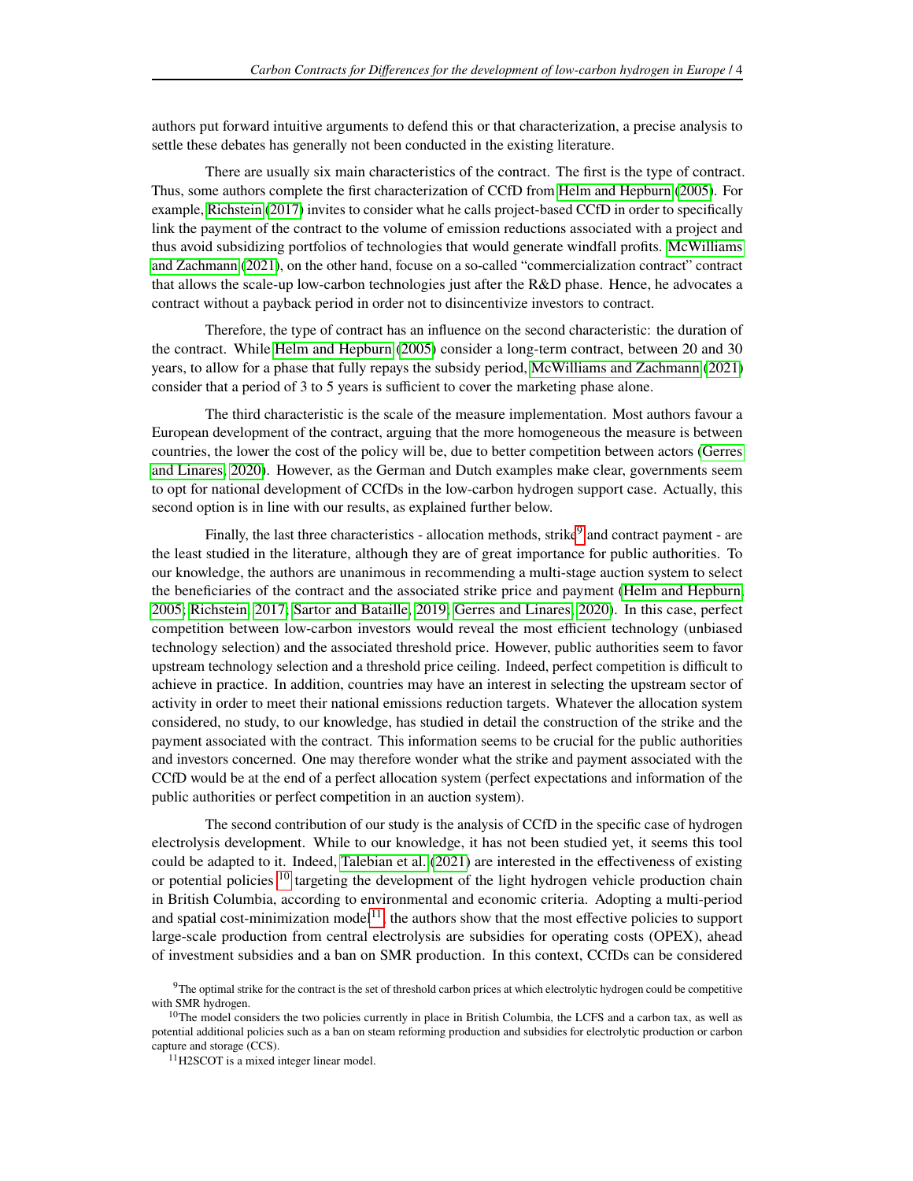authors put forward intuitive arguments to defend this or that characterization, a precise analysis to settle these debates has generally not been conducted in the existing literature.

There are usually six main characteristics of the contract. The first is the type of contract. Thus, some authors complete the first characterization of CCfD from Helm and Hepburn (2005). For example, Richstein (2017) invites to consider what he calls project-based CCfD in order to specifically link the payment of the contract to the volume of emission reductions associated with a project and thus avoid subsidizing portfolios of technologies that would generate windfall profits. McWilliams and Zachmann (2021), on the other hand, focuse on a so-called "commercialization contract" contract that allows the scale-up low-carbon technologies just after the R&D phase. Hence, he advocates a contract without a payback period in order not to disincentivize investors to contract.

Therefore, the type of contract has an influence on the second characteristic: the duration of the contract. While Helm and Hepburn (2005) consider a long-term contract, between 20 and 30 years, to allow for a phase that fully repays the subsidy period, McWilliams and Zachmann (2021) consider that a period of 3 to 5 years is sufficient to cover the marketing phase alone.

The third characteristic is the scale of the measure implementation. Most authors favour a European development of the contract, arguing that the more homogeneous the measure is between countries, the lower the cost of the policy will be, due to better competition between actors (Gerres and Linares, 2020). However, as the German and Dutch examples make clear, governments seem to opt for national development of CCfDs in the low-carbon hydrogen support case. Actually, this second option is in line with our results, as explained further below.

Finally, the last three characteristics - allocation methods, strike[9] and contract payment - are the least studied in the literature, although they are of great importance for public authorities. To our knowledge, the authors are unanimous in recommending a multi-stage auction system to select the beneficiaries of the contract and the associated strike price and payment (Helm and Hepburn, 2005; Richstein, 2017; Sartor and Bataille, 2019; Gerres and Linares, 2020). In this case, perfect competition between low-carbon investors would reveal the most efficient technology (unbiased technology selection) and the associated threshold price. However, public authorities seem to favor upstream technology selection and a threshold price ceiling. Indeed, perfect competition is difficult to achieve in practice. In addition, countries may have an interest in selecting the upstream sector of activity in order to meet their national emissions reduction targets. Whatever the allocation system considered, no study, to our knowledge, has studied in detail the construction of the strike and the payment associated with the contract. This information seems to be crucial for the public authorities and investors concerned. One may therefore wonder what the strike and payment associated with the CCfD would be at the end of a perfect allocation system (perfect expectations and information of the public authorities or perfect competition in an auction system).

The second contribution of our study is the analysis of CCfD in the specific case of hydrogen electrolysis development. While to our knowledge, it has not been studied yet, it seems this tool could be adapted to it. Indeed, Talebian et al. (2021) are interested in the effectiveness of existing or potential policies [10] targeting the development of the light hydrogen vehicle production chain in British Columbia, according to environmental and economic criteria. Adopting a multi-period and spatial cost-minimization model[11], the authors show that the most effective policies to support large-scale production from central electrolysis are subsidies for operating costs (OPEX), ahead of investment subsidies and a ban on SMR production. In this context, CCfDs can be considered

[9]The optimal strike for the contract is the set of threshold carbon prices at which electrolytic hydrogen could be competitive with SMR hydrogen.

[10]The model considers the two policies currently in place in British Columbia, the LCFS and a carbon tax, as well as potential additional policies such as a ban on steam reforming production and subsidies for electrolytic production or carbon capture and storage (CCS).

[11]H2SCOT is a mixed integer linear model.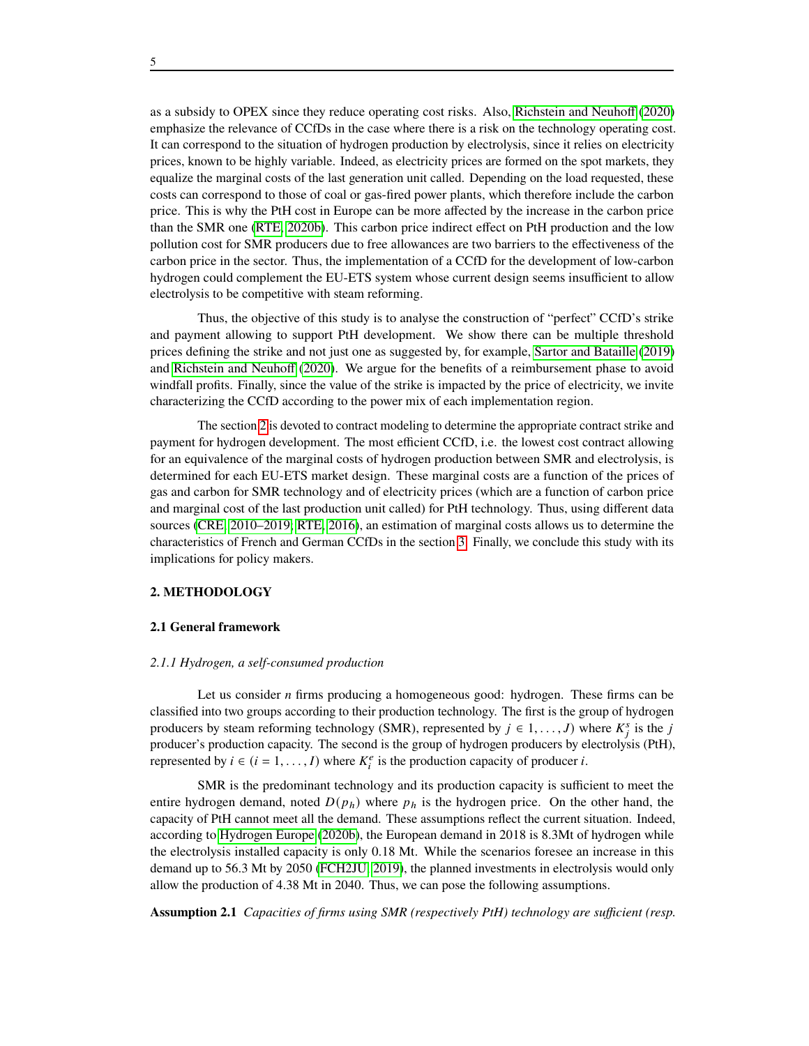as a subsidy to OPEX since they reduce operating cost risks. Also, Richstein and Neuhoff (2020) emphasize the relevance of CCfDs in the case where there is a risk on the technology operating cost. It can correspond to the situation of hydrogen production by electrolysis, since it relies on electricity prices, known to be highly variable. Indeed, as electricity prices are formed on the spot markets, they equalize the marginal costs of the last generation unit called. Depending on the load requested, these costs can correspond to those of coal or gas-fired power plants, which therefore include the carbon price. This is why the PtH cost in Europe can be more affected by the increase in the carbon price than the SMR one (RTE, 2020b). This carbon price indirect effect on PtH production and the low pollution cost for SMR producers due to free allowances are two barriers to the effectiveness of the carbon price in the sector. Thus, the implementation of a CCfD for the development of low-carbon hydrogen could complement the EU-ETS system whose current design seems insufficient to allow electrolysis to be competitive with steam reforming.

Thus, the objective of this study is to analyse the construction of "perfect" CCfD's strike and payment allowing to support PtH development. We show there can be multiple threshold prices defining the strike and not just one as suggested by, for example, Sartor and Bataille (2019) and Richstein and Neuhoff (2020). We argue for the benefits of a reimbursement phase to avoid windfall profits. Finally, since the value of the strike is impacted by the price of electricity, we invite characterizing the CCfD according to the power mix of each implementation region.

The section 2 is devoted to contract modeling to determine the appropriate contract strike and payment for hydrogen development. The most efficient CCfD, i.e. the lowest cost contract allowing for an equivalence of the marginal costs of hydrogen production between SMR and electrolysis, is determined for each EU-ETS market design. These marginal costs are a function of the prices of gas and carbon for SMR technology and of electricity prices (which are a function of carbon price and marginal cost of the last production unit called) for PtH technology. Thus, using different data sources (CRE, 2010–2019; RTE, 2016), an estimation of marginal costs allows us to determine the characteristics of French and German CCfDs in the section 3. Finally, we conclude this study with its implications for policy makers.

## 2. METHODOLOGY

### 2.1 General framework

#### *2.1.1 Hydrogen, a self-consumed production*

Let us consider $n$ firms producing a homogeneous good: hydrogen. These firms can be classified into two groups according to their production technology. The first is the group of hydrogen producers by steam reforming technology (SMR), represented by $j \in 1, \ldots, J)$ where $K_j^s$ is the $j$ producer's production capacity. The second is the group of hydrogen producers by electrolysis (PtH), represented by $i \in (i = 1, \ldots, I)$ where $K_i^e$ is the production capacity of producer $i$.

SMR is the predominant technology and its production capacity is sufficient to meet the entire hydrogen demand, noted $D(p_h)$ where $p_h$ is the hydrogen price. On the other hand, the capacity of PtH cannot meet all the demand. These assumptions reflect the current situation. Indeed, according to Hydrogen Europe (2020b), the European demand in 2018 is 8.3Mt of hydrogen while the electrolysis installed capacity is only 0.18 Mt. While the scenarios foresee an increase in this demand up to 56.3 Mt by 2050 (FCH2JU, 2019), the planned investments in electrolysis would only allow the production of 4.38 Mt in 2040. Thus, we can pose the following assumptions.

**Assumption 2.1** *Capacities of firms using SMR (respectively PtH) technology are sufficient (resp.*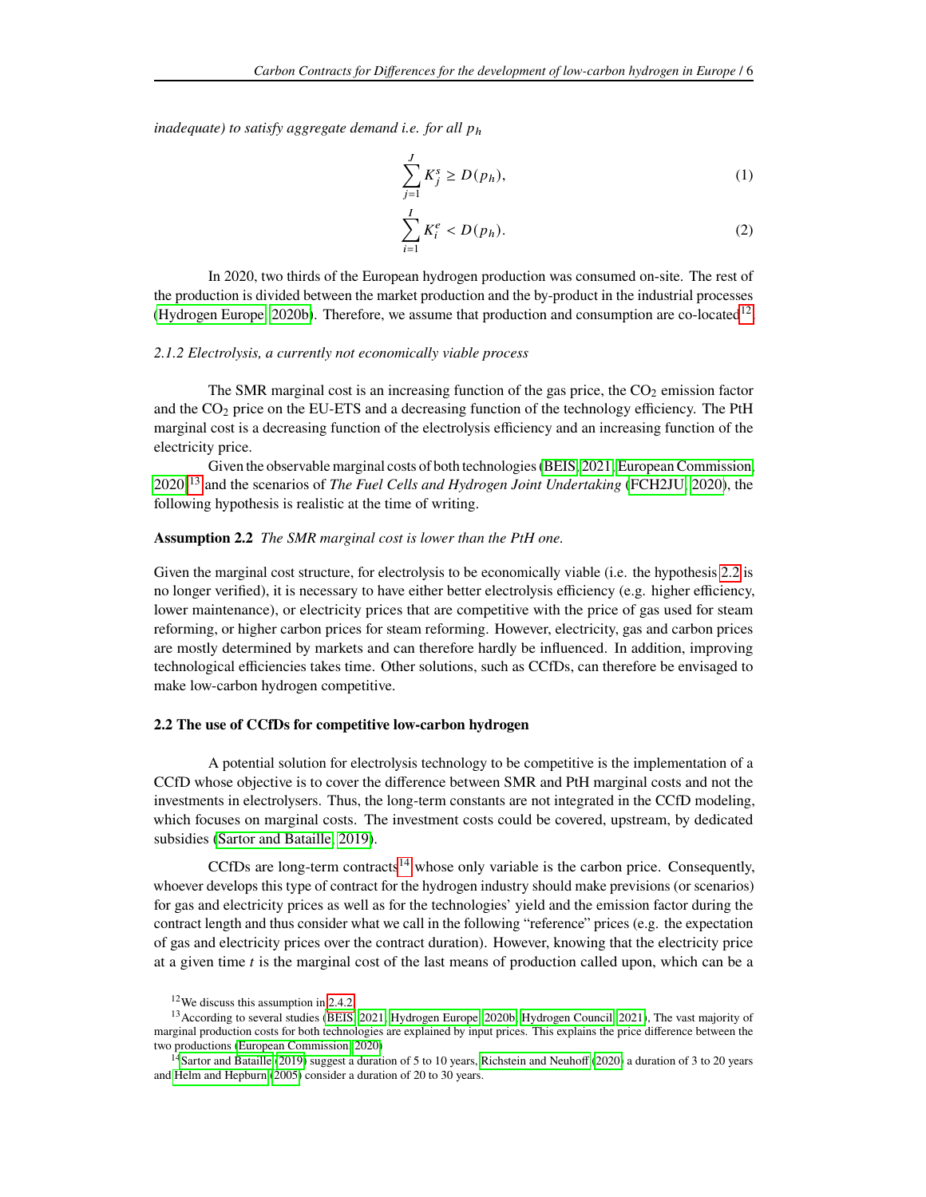*inadequate) to satisfy aggregate demand i.e. for all $p_h$*

$$\sum_{j=1}^{J} K_j^s \geq D(p_h), \tag{1}$$

$$\sum_{i=1}^{I} K_i^e < D(p_h). \tag{2}$$

In 2020, two thirds of the European hydrogen production was consumed on-site. The rest of the production is divided between the market production and the by-product in the industrial processes (Hydrogen Europe, 2020b). Therefore, we assume that production and consumption are co-located[12].

### 2.1.2 Electrolysis, a currently not economically viable process

The SMR marginal cost is an increasing function of the gas price, the $CO_2$ emission factor and the $CO_2$ price on the EU-ETS and a decreasing function of the technology efficiency. The PtH marginal cost is a decreasing function of the electrolysis efficiency and an increasing function of the electricity price.

Given the observable marginal costs of both technologies (BEIS, 2021; European Commission, 2020)[13] and the scenarios of *The Fuel Cells and Hydrogen Joint Undertaking* (FCH2JU, 2020), the following hypothesis is realistic at the time of writing.

**Assumption 2.2** *The SMR marginal cost is lower than the PtH one.*

Given the marginal cost structure, for electrolysis to be economically viable (i.e. the hypothesis 2.2 is no longer verified), it is necessary to have either better electrolysis efficiency (e.g. higher efficiency, lower maintenance), or electricity prices that are competitive with the price of gas used for steam reforming, or higher carbon prices for steam reforming. However, electricity, gas and carbon prices are mostly determined by markets and can therefore hardly be influenced. In addition, improving technological efficiencies takes time. Other solutions, such as CCfDs, can therefore be envisaged to make low-carbon hydrogen competitive.

## 2.2 The use of CCfDs for competitive low-carbon hydrogen

A potential solution for electrolysis technology to be competitive is the implementation of a CCfD whose objective is to cover the difference between SMR and PtH marginal costs and not the investments in electrolysers. Thus, the long-term constants are not integrated in the CCfD modeling, which focuses on marginal costs. The investment costs could be covered, upstream, by dedicated subsidies (Sartor and Bataille, 2019).

CCfDs are long-term contracts[14] whose only variable is the carbon price. Consequently, whoever develops this type of contract for the hydrogen industry should make previsions (or scenarios) for gas and electricity prices as well as for the technologies' yield and the emission factor during the contract length and thus consider what we call in the following "reference" prices (e.g. the expectation of gas and electricity prices over the contract duration). However, knowing that the electricity price at a given time $t$ is the marginal cost of the last means of production called upon, which can be a

[12] We discuss this assumption in 2.4.2

[13] According to several studies (BEIS, 2021; Hydrogen Europe, 2020b; Hydrogen Council, 2021), The vast majority of marginal production costs for both technologies are explained by input prices. This explains the price difference between the two productions (European Commission, 2020)

[14] Sartor and Bataille (2019) suggest a duration of 5 to 10 years, Richstein and Neuhoff (2020) a duration of 3 to 20 years and Helm and Hepburn (2005) consider a duration of 20 to 30 years.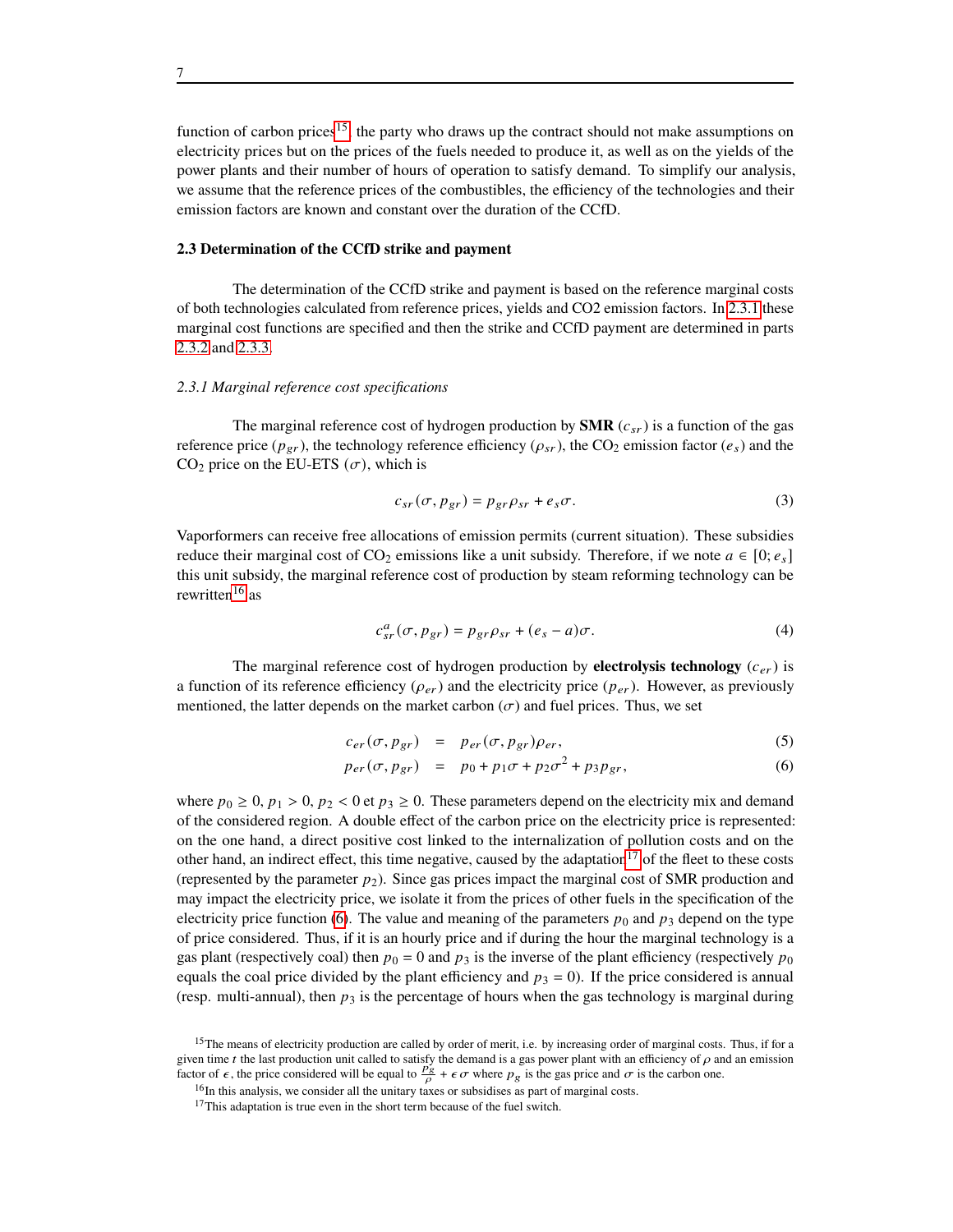function of carbon prices[15], the party who draws up the contract should not make assumptions on electricity prices but on the prices of the fuels needed to produce it, as well as on the yields of the power plants and their number of hours of operation to satisfy demand. To simplify our analysis, we assume that the reference prices of the combustibles, the efficiency of the technologies and their emission factors are known and constant over the duration of the CCfD.

### 2.3 Determination of the CCfD strike and payment

The determination of the CCfD strike and payment is based on the reference marginal costs of both technologies calculated from reference prices, yields and CO2 emission factors. In 2.3.1 these marginal cost functions are specified and then the strike and CCfD payment are determined in parts 2.3.2 and 2.3.3.

#### *2.3.1 Marginal reference cost specifications*

The marginal reference cost of hydrogen production by **SMR** ($c_{sr}$) is a function of the gas reference price ($p_{gr}$), the technology reference efficiency ($\rho_{sr}$), the $CO_2$ emission factor ($e_s$) and the $CO_2$ price on the EU-ETS ($\sigma$), which is

$$c_{sr}(\sigma, p_{gr}) = p_{gr}\rho_{sr} + e_s\sigma. \tag{3}$$

Vaporformers can receive free allocations of emission permits (current situation). These subsidies reduce their marginal cost of $CO_2$ emissions like a unit subsidy. Therefore, if we note $a \in [0; e_s]$ this unit subsidy, the marginal reference cost of production by steam reforming technology can be rewritten[16] as

$$c_{sr}^{a}(\sigma, p_{gr}) = p_{gr}\rho_{sr} + (e_s - a)\sigma. \tag{4}$$

The marginal reference cost of hydrogen production by **electrolysis technology** ($c_{er}$) is a function of its reference efficiency ($\rho_{er}$) and the electricity price ($p_{er}$). However, as previously mentioned, the latter depends on the market carbon ($\sigma$) and fuel prices. Thus, we set

$$c_{er}(\sigma, p_{gr}) = p_{er}(\sigma, p_{gr})\rho_{er}, \tag{5}$$

$$p_{er}(\sigma, p_{gr}) = p_0 + p_1\sigma + p_2\sigma^2 + p_3 p_{gr}, \tag{6}$$

where $p_0 \geq 0$, $p_1 > 0$, $p_2 < 0$ et $p_3 \geq 0$. These parameters depend on the electricity mix and demand of the considered region. A double effect of the carbon price on the electricity price is represented: on the one hand, a direct positive cost linked to the internalization of pollution costs and on the other hand, an indirect effect, this time negative, caused by the adaptation[17] of the fleet to these costs (represented by the parameter $p_2$). Since gas prices impact the marginal cost of SMR production and may impact the electricity price, we isolate it from the prices of other fuels in the specification of the electricity price function (6). The value and meaning of the parameters $p_0$ and $p_3$ depend on the type of price considered. Thus, if it is an hourly price and if during the hour the marginal technology is a gas plant (respectively coal) then $p_0 = 0$ and $p_3$ is the inverse of the plant efficiency (respectively $p_0$ equals the coal price divided by the plant efficiency and $p_3 = 0$). If the price considered is annual (resp. multi-annual), then $p_3$ is the percentage of hours when the gas technology is marginal during

[15] The means of electricity production are called by order of merit, i.e. by increasing order of marginal costs. Thus, if for a given time $t$ the last production unit called to satisfy the demand is a gas power plant with an efficiency of $\rho$ and an emission factor of $\epsilon$, the price considered will be equal to $\frac{p_g}{\rho} + \epsilon\,\sigma$ where $p_g$ is the gas price and $\sigma$ is the carbon one.

[16] In this analysis, we consider all the unitary taxes or subsidises as part of marginal costs.

[17] This adaptation is true even in the short term because of the fuel switch.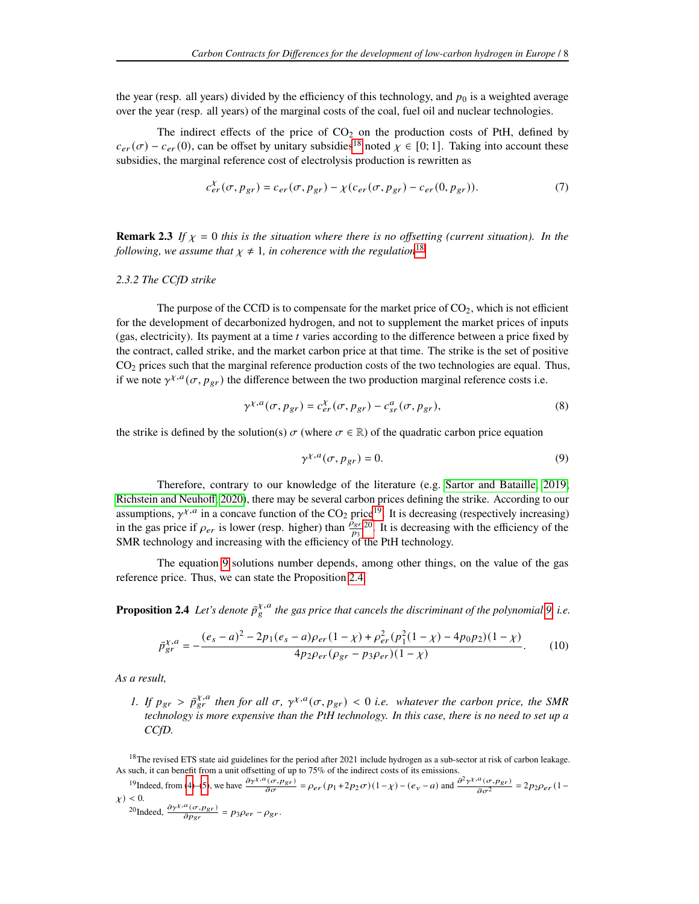the year (resp. all years) divided by the efficiency of this technology, and $p_0$ is a weighted average over the year (resp. all years) of the marginal costs of the coal, fuel oil and nuclear technologies.

The indirect effects of the price of $CO_2$ on the production costs of PtH, defined by $c_{er}(\sigma) - c_{er}(0)$, can be offset by unitary subsidies[18] noted $\chi \in [0; 1]$. Taking into account these subsidies, the marginal reference cost of electrolysis production is rewritten as

$$c_{er}^{\chi}(\sigma, p_{gr}) = c_{er}(\sigma, p_{gr}) - \chi(c_{er}(\sigma, p_{gr}) - c_{er}(0, p_{gr})). \tag{7}$$

**Remark 2.3** *If $\chi = 0$ this is the situation where there is no offsetting (current situation). In the following, we assume that $\chi \neq 1$, in coherence with the regulation*[18].

*2.3.2 The CCfD strike*

The purpose of the CCfD is to compensate for the market price of $CO_2$, which is not efficient for the development of decarbonized hydrogen, and not to supplement the market prices of inputs (gas, electricity). Its payment at a time $t$ varies according to the difference between a price fixed by the contract, called strike, and the market carbon price at that time. The strike is the set of positive $CO_2$ prices such that the marginal reference production costs of the two technologies are equal. Thus, if we note $\gamma^{\chi,a}(\sigma, p_{gr})$ the difference between the two production marginal reference costs i.e.

$$\gamma^{\chi,a}(\sigma, p_{gr}) = c_{er}^{\chi}(\sigma, p_{gr}) - c_{sr}^{a}(\sigma, p_{gr}), \tag{8}$$

the strike is defined by the solution(s) $\sigma$ (where $\sigma \in \mathbb{R}$) of the quadratic carbon price equation

$$\gamma^{\chi,a}(\sigma, p_{gr}) = 0. \tag{9}$$

Therefore, contrary to our knowledge of the literature (e.g. Sartor and Bataille, 2019; Richstein and Neuhoff, 2020), there may be several carbon prices defining the strike. According to our assumptions, $\gamma^{\chi,a}$ in a concave function of the $CO_2$ price[19]. It is decreasing (respectively increasing) in the gas price if $\rho_{er}$ is lower (resp. higher) than $\frac{\rho_{gr}}{p_3}$[20]. It is decreasing with the efficiency of the SMR technology and increasing with the efficiency of the PtH technology.

The equation 9 solutions number depends, among other things, on the value of the gas reference price. Thus, we can state the Proposition 2.4.

**Proposition 2.4** *Let's denote $\bar{p}_g^{\chi,a}$ the gas price that cancels the discriminant of the polynomial 9, i.e.*

$$\bar{p}_{gr}^{\chi,a} = -\frac{(e_s - a)^2 - 2p_1(e_s - a)\rho_{er}(1-\chi) + \rho_{er}^2(p_1^2(1-\chi) - 4p_0p_2)(1-\chi)}{4p_2\rho_{er}(\rho_{gr} - p_3\rho_{er})(1-\chi)}. \tag{10}$$

*As a result,*

1. *If $p_{gr} > \bar{p}_{gr}^{\chi,a}$ then for all $\sigma$, $\gamma^{\chi,a}(\sigma, p_{gr}) < 0$ i.e. whatever the carbon price, the SMR technology is more expensive than the PtH technology. In this case, there is no need to set up a CCfD.*

---

[18] The revised ETS state aid guidelines for the period after 2021 include hydrogen as a sub-sector at risk of carbon leakage. As such, it can benefit from a unit offsetting of up to 75% of the indirect costs of its emissions.

[19] Indeed, from (4)–(5), we have $\frac{\partial \gamma^{\chi,a}(\sigma,p_{gr})}{\partial \sigma} = \rho_{er}(p_1 + 2p_2\sigma)(1-\chi) - (e_v - a)$ and $\frac{\partial^2 \gamma^{\chi,a}(\sigma,p_{gr})}{\partial \sigma^2} = 2p_2\rho_{er}(1-\chi) < 0$.

[20] Indeed, $\frac{\partial \gamma^{\chi,a}(\sigma,p_{gr})}{\partial p_{gr}} = p_3\rho_{er} - \rho_{gr}$.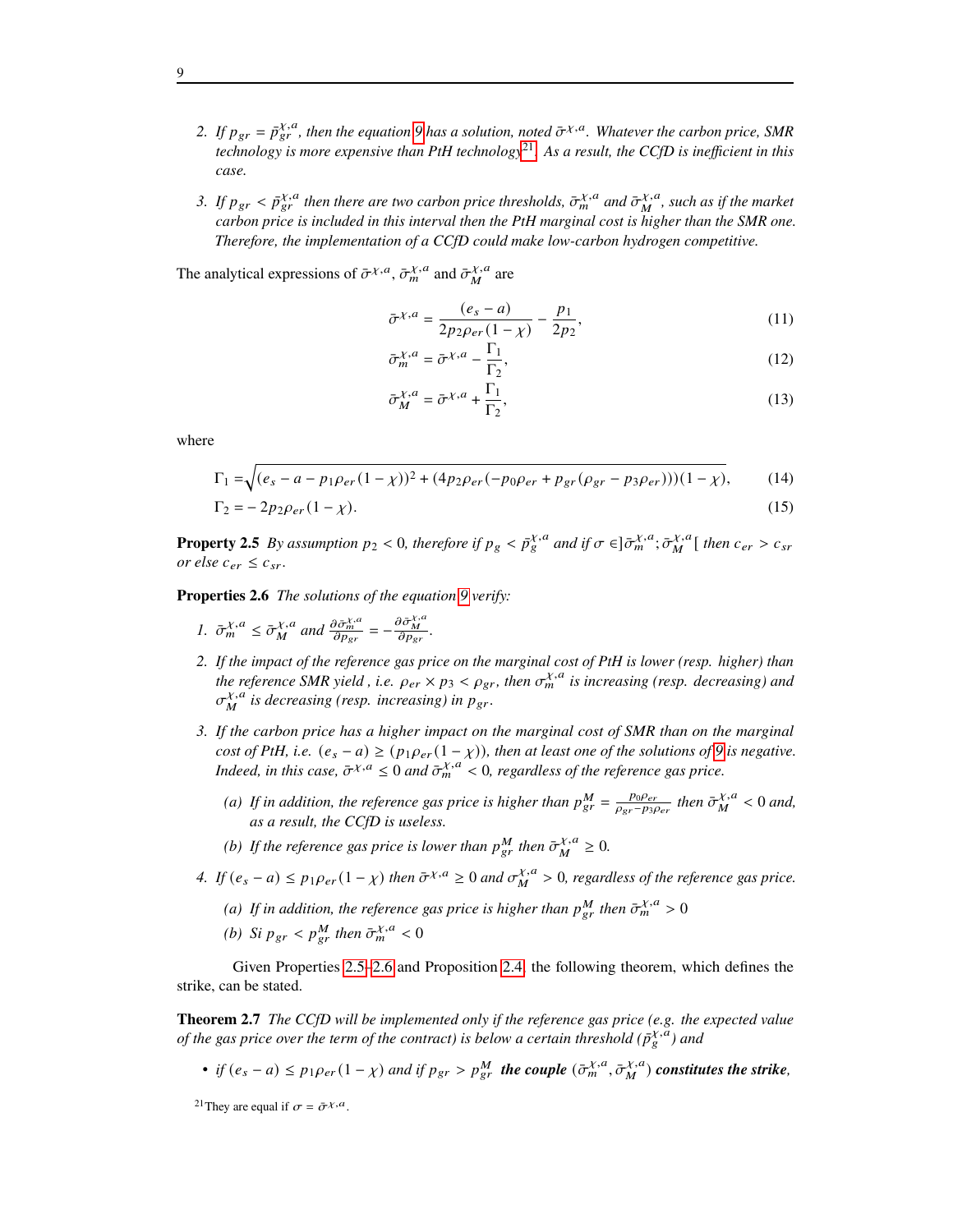2. *If $p_{gr} = \bar{p}_{gr}^{\chi,a}$, then the equation 9 has a solution, noted $\bar{\sigma}^{\chi,a}$. Whatever the carbon price, SMR technology is more expensive than PtH technology*[21]*. As a result, the CCfD is inefficient in this case.*

3. *If $p_{gr} < \bar{p}_{gr}^{\chi,a}$ then there are two carbon price thresholds, $\bar{\sigma}_m^{\chi,a}$ and $\bar{\sigma}_M^{\chi,a}$, such as if the market carbon price is included in this interval then the PtH marginal cost is higher than the SMR one. Therefore, the implementation of a CCfD could make low-carbon hydrogen competitive.*

The analytical expressions of $\bar{\sigma}^{\chi,a}$, $\bar{\sigma}_m^{\chi,a}$ and $\bar{\sigma}_M^{\chi,a}$ are

$$\bar{\sigma}^{\chi,a} = \frac{(e_s - a)}{2p_2\rho_{er}(1-\chi)} - \frac{p_1}{2p_2}, \tag{11}$$

$$\bar{\sigma}_m^{\chi,a} = \bar{\sigma}^{\chi,a} - \frac{\Gamma_1}{\Gamma_2}, \tag{12}$$

$$\bar{\sigma}_M^{\chi,a} = \bar{\sigma}^{\chi,a} + \frac{\Gamma_1}{\Gamma_2}, \tag{13}$$

where

$$\Gamma_1 = \sqrt{(e_s - a - p_1\rho_{er}(1-\chi))^2 + (4p_2\rho_{er}(-p_0\rho_{er} + p_{gr}(\rho_{gr} - p_3\rho_{er})))(1-\chi)}, \tag{14}$$

$$\Gamma_2 = -2p_2\rho_{er}(1-\chi). \tag{15}$$

**Property 2.5** *By assumption $p_2 < 0$, therefore if $p_g < \bar{p}_g^{\chi,a}$ and if $\sigma \in ]\bar{\sigma}_m^{\chi,a}; \bar{\sigma}_M^{\chi,a}[$ then $c_{er} > c_{sr}$ or else $c_{er} \leq c_{sr}$.*

**Properties 2.6** *The solutions of the equation 9 verify:*

1. *$\bar{\sigma}_m^{\chi,a} \leq \bar{\sigma}_M^{\chi,a}$ and $\frac{\partial \bar{\sigma}_m^{\chi,a}}{\partial p_{gr}} = -\frac{\partial \bar{\sigma}_M^{\chi,a}}{\partial p_{gr}}$.*

2. *If the impact of the reference gas price on the marginal cost of PtH is lower (resp. higher) than the reference SMR yield , i.e. $\rho_{er} \times p_3 < \rho_{gr}$, then $\sigma_m^{\chi,a}$ is increasing (resp. decreasing) and $\sigma_M^{\chi,a}$ is decreasing (resp. increasing) in $p_{gr}$.*

3. *If the carbon price has a higher impact on the marginal cost of SMR than on the marginal cost of PtH, i.e. $(e_s - a) \geq (p_1\rho_{er}(1-\chi))$, then at least one of the solutions of 9 is negative. Indeed, in this case, $\bar{\sigma}^{\chi,a} \leq 0$ and $\bar{\sigma}_m^{\chi,a} < 0$, regardless of the reference gas price.*

   (a) *If in addition, the reference gas price is higher than $p_{gr}^M = \frac{p_0\rho_{er}}{\rho_{gr} - p_3\rho_{er}}$ then $\bar{\sigma}_M^{\chi,a} < 0$ and, as a result, the CCfD is useless.*

   (b) *If the reference gas price is lower than $p_{gr}^M$ then $\bar{\sigma}_M^{\chi,a} \geq 0$.*

4. *If $(e_s - a) \leq p_1\rho_{er}(1-\chi)$ then $\bar{\sigma}^{\chi,a} \geq 0$ and $\sigma_M^{\chi,a} > 0$, regardless of the reference gas price.*

   (a) *If in addition, the reference gas price is higher than $p_{gr}^M$ then $\bar{\sigma}_m^{\chi,a} > 0$*

   (b) *Si $p_{gr} < p_{gr}^M$ then $\bar{\sigma}_m^{\chi,a} < 0$*

Given Properties 2.5-2.6 and Proposition 2.4, the following theorem, which defines the strike, can be stated.

**Theorem 2.7** *The CCfD will be implemented only if the reference gas price (e.g. the expected value of the gas price over the term of the contract) is below a certain threshold ($\bar{p}_g^{\chi,a}$) and*

- *if $(e_s - a) \leq p_1\rho_{er}(1-\chi)$ and if $p_{gr} > p_{gr}^M$* ***the couple $(\bar{\sigma}_m^{\chi,a}, \bar{\sigma}_M^{\chi,a})$ constitutes the strike,***

[21] They are equal if $\sigma = \bar{\sigma}^{\chi,a}$.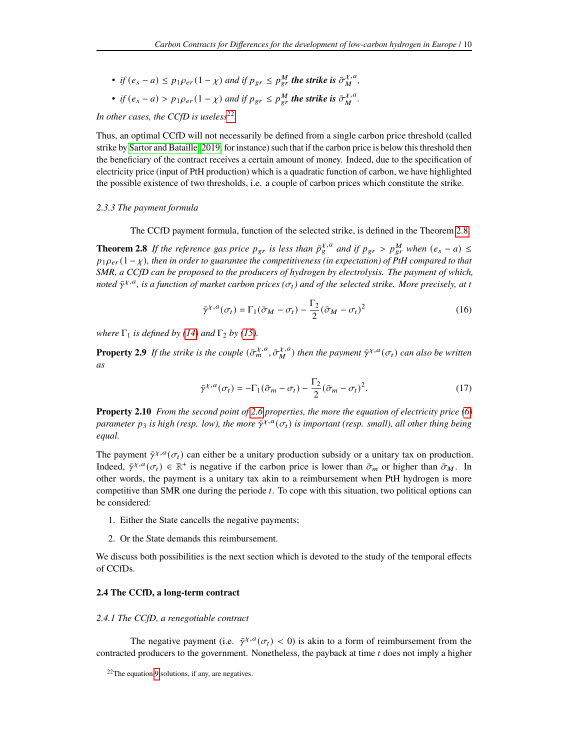- *if* $(e_s - a) \leq p_1\rho_{er}(1-\chi)$ *and if* $p_{gr} \leq p_{gr}^M$ ***the strike is*** $\bar{\sigma}_M^{\chi,a}$*,*
- *if* $(e_s - a) > p_1\rho_{er}(1-\chi)$ *and if* $p_{gr} \leq p_{gr}^M$ ***the strike is*** $\bar{\sigma}_M^{\chi,a}$*.*

*In other cases, the CCfD is useless*[22]

Thus, an optimal CCfD will not necessarily be defined from a single carbon price threshold (called strike by Sartor and Bataille [2019] for instance) such that if the carbon price is below this threshold then the beneficiary of the contract receives a certain amount of money. Indeed, due to the specification of electricity price (input of PtH production) which is a quadratic function of carbon, we have highlighted the possible existence of two thresholds, i.e. a couple of carbon prices which constitute the strike.

#### *2.3.3 The payment formula*

The CCfD payment formula, function of the selected strike, is defined in the Theorem 2.8.

**Theorem 2.8** *If the reference gas price* $p_{gr}$ *is less than* $\bar{p}_g^{\chi,a}$ *and if* $p_{gr} > p_{gr}^M$ *when* $(e_s - a) \leq p_1\rho_{er}(1-\chi)$*, then in order to guarantee the competitiveness (in expectation) of PtH compared to that SMR, a CCfD can be proposed to the producers of hydrogen by electrolysis. The payment of which, noted* $\bar{\gamma}^{\chi,a}$*, is a function of market carbon prices* $(\sigma_t)$ *and of the selected strike. More precisely, at* $t$

$$\bar{\gamma}^{\chi,a}(\sigma_t) = \Gamma_1(\bar{\sigma}_M - \sigma_t) - \frac{\Gamma_2}{2}(\bar{\sigma}_M - \sigma_t)^2 \tag{16}$$

*where* $\Gamma_1$ *is defined by (14) and* $\Gamma_2$ *by (15).*

**Property 2.9** *If the strike is the couple* $(\bar{\sigma}_m^{\chi,a}, \bar{\sigma}_M^{\chi,a})$ *then the payment* $\bar{\gamma}^{\chi,a}(\sigma_t)$ *can also be written as*

$$\bar{\gamma}^{\chi,a}(\sigma_t) = -\Gamma_1(\bar{\sigma}_m - \sigma_t) - \frac{\Gamma_2}{2}(\bar{\sigma}_m - \sigma_t)^2. \tag{17}$$

**Property 2.10** *From the second point of 2.6 properties, the more the equation of electricity price (6) parameter* $p_3$ *is high (resp. low), the more* $\bar{\gamma}^{\chi,a}(\sigma_t)$ *is important (resp. small), all other thing being equal.*

The payment $\bar{\gamma}^{\chi,a}(\sigma_t)$ can either be a unitary production subsidy or a unitary tax on production. Indeed, $\bar{\gamma}^{\chi,a}(\sigma_t) \in \mathbb{R}^+$ is negative if the carbon price is lower than $\bar{\sigma}_m$ or higher than $\bar{\sigma}_M$. In other words, the payment is a unitary tax akin to a reimbursement when PtH hydrogen is more competitive than SMR one during the periode $t$. To cope with this situation, two political options can be considered:

1. Either the State cancells the negative payments;
2. Or the State demands this reimbursement.

We discuss both possibilities is the next section which is devoted to the study of the temporal effects of CCfDs.

### 2.4 The CCfD, a long-term contract

#### *2.4.1 The CCfD, a renegotiable contract*

The negative payment (i.e. $\bar{\gamma}^{\chi,a}(\sigma_t) < 0$) is akin to a form of reimbursement from the contracted producers to the government. Nonetheless, the payback at time $t$ does not imply a higher

[22] The equation 9 solutions, if any, are negatives.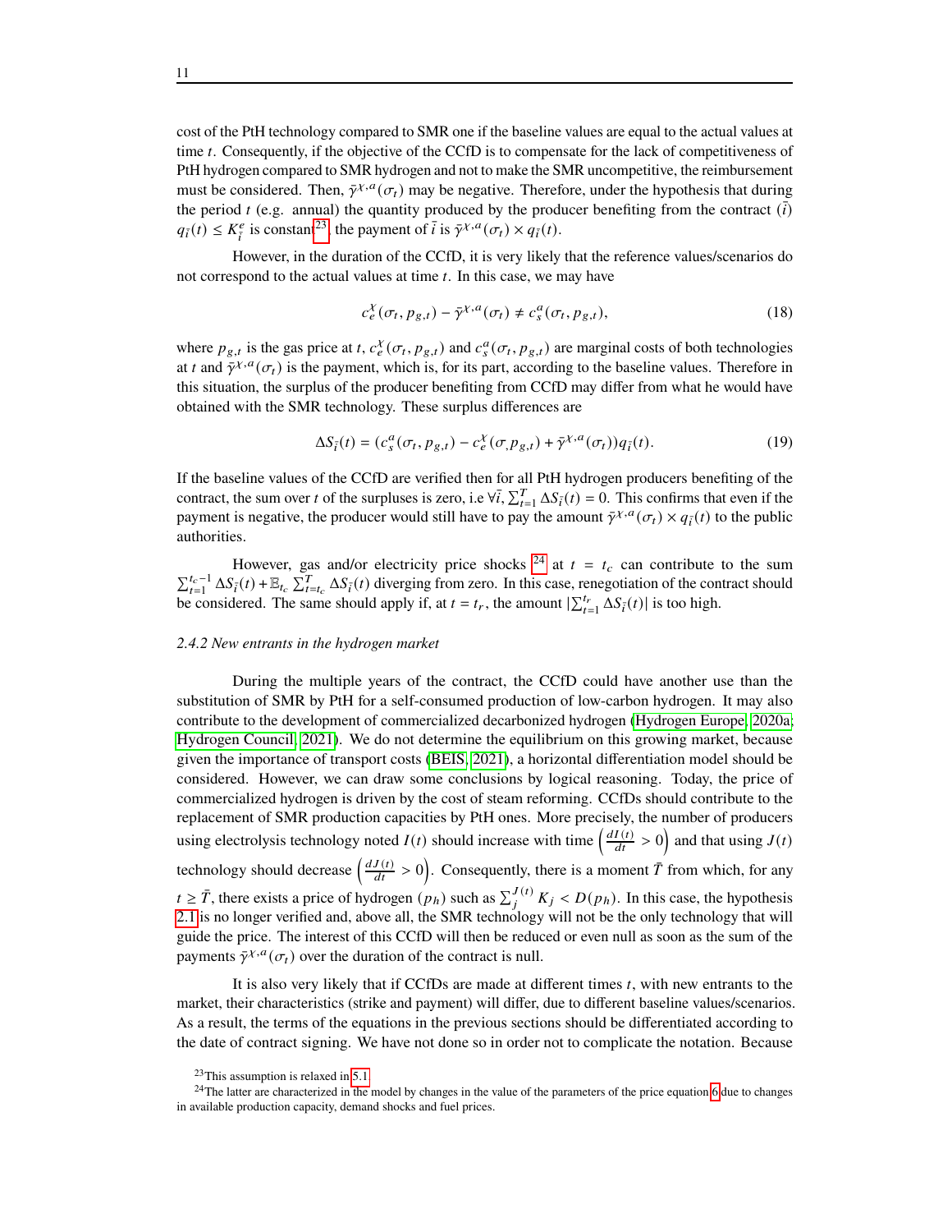cost of the PtH technology compared to SMR one if the baseline values are equal to the actual values at time $t$. Consequently, if the objective of the CCfD is to compensate for the lack of competitiveness of PtH hydrogen compared to SMR hydrogen and not to make the SMR uncompetitive, the reimbursement must be considered. Then, $\bar{\gamma}^{\chi,a}(\sigma_t)$ may be negative. Therefore, under the hypothesis that during the period $t$ (e.g. annual) the quantity produced by the producer benefiting from the contract ($\bar{i}$) $q_{\bar{i}}(t) \leq K^e_{\bar{i}}$ is constant[23], the payment of $\bar{i}$ is $\bar{\gamma}^{\chi,a}(\sigma_t) \times q_{\bar{i}}(t)$.

However, in the duration of the CCfD, it is very likely that the reference values/scenarios do not correspond to the actual values at time $t$. In this case, we may have

$$c^{\chi}_{e}(\sigma_t, p_{g,t}) - \bar{\gamma}^{\chi,a}(\sigma_t) \neq c^{a}_{s}(\sigma_t, p_{g,t}), \tag{18}$$

where $p_{g,t}$ is the gas price at $t$, $c^{\chi}_{e}(\sigma_t, p_{g,t})$ and $c^{a}_{s}(\sigma_t, p_{g,t})$ are marginal costs of both technologies at $t$ and $\bar{\gamma}^{\chi,a}(\sigma_t)$ is the payment, which is, for its part, according to the baseline values. Therefore in this situation, the surplus of the producer benefiting from CCfD may differ from what he would have obtained with the SMR technology. These surplus differences are

$$\Delta S_{\bar{i}}(t) = (c^{a}_{s}(\sigma_t, p_{g,t}) - c^{\chi}_{e}(\sigma, p_{g,t}) + \bar{\gamma}^{\chi,a}(\sigma_t))q_{\bar{i}}(t). \tag{19}$$

If the baseline values of the CCfD are verified then for all PtH hydrogen producers benefiting of the contract, the sum over $t$ of the surpluses is zero, i.e $\forall \bar{i}, \sum_{t=1}^{T} \Delta S_{\bar{i}}(t) = 0$. This confirms that even if the payment is negative, the producer would still have to pay the amount $\bar{\gamma}^{\chi,a}(\sigma_t) \times q_{\bar{i}}(t)$ to the public authorities.

However, gas and/or electricity price shocks [24] at $t = t_c$ can contribute to the sum $\sum_{t=1}^{t_c-1} \Delta S_{\bar{i}}(t) + \mathbb{E}_{t_c} \sum_{t=t_c}^{T} \Delta S_{\bar{i}}(t)$ diverging from zero. In this case, renegotiation of the contract should be considered. The same should apply if, at $t = t_r$, the amount $|\sum_{t=1}^{t_r} \Delta S_{\bar{i}}(t)|$ is too high.

### *2.4.2 New entrants in the hydrogen market*

During the multiple years of the contract, the CCfD could have another use than the substitution of SMR by PtH for a self-consumed production of low-carbon hydrogen. It may also contribute to the development of commercialized decarbonized hydrogen (Hydrogen Europe, 2020a; Hydrogen Council, 2021). We do not determine the equilibrium on this growing market, because given the importance of transport costs (BEIS, 2021), a horizontal differentiation model should be considered. However, we can draw some conclusions by logical reasoning. Today, the price of commercialized hydrogen is driven by the cost of steam reforming. CCfDs should contribute to the replacement of SMR production capacities by PtH ones. More precisely, the number of producers using electrolysis technology noted $I(t)$ should increase with time $\left(\frac{dI(t)}{dt} > 0\right)$ and that using $J(t)$ technology should decrease $\left(\frac{dJ(t)}{dt} > 0\right)$. Consequently, there is a moment $\bar{T}$ from which, for any $t \geq \bar{T}$, there exists a price of hydrogen ($p_h$) such as $\sum_{j}^{J(t)} K_j < D(p_h)$. In this case, the hypothesis 2.1 is no longer verified and, above all, the SMR technology will not be the only technology that will guide the price. The interest of this CCfD will then be reduced or even null as soon as the sum of the payments $\bar{\gamma}^{\chi,a}(\sigma_t)$ over the duration of the contract is null.

It is also very likely that if CCfDs are made at different times $t$, with new entrants to the market, their characteristics (strike and payment) will differ, due to different baseline values/scenarios. As a result, the terms of the equations in the previous sections should be differentiated according to the date of contract signing. We have not done so in order not to complicate the notation. Because

[23] This assumption is relaxed in 5.1.

[24] The latter are characterized in the model by changes in the value of the parameters of the price equation 6 due to changes in available production capacity, demand shocks and fuel prices.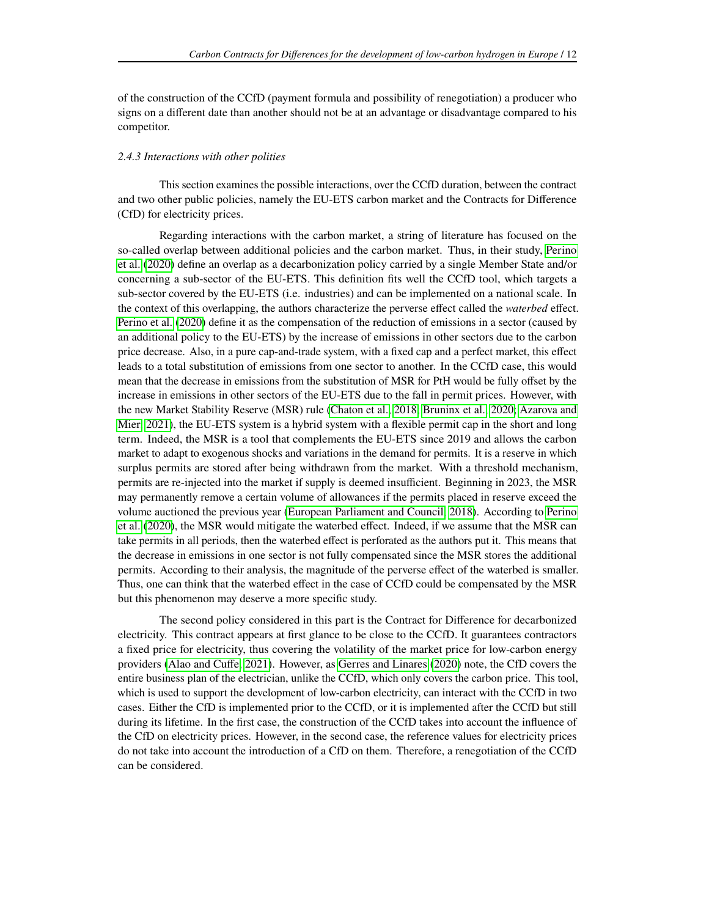of the construction of the CCfD (payment formula and possibility of renegotiation) a producer who signs on a different date than another should not be at an advantage or disadvantage compared to his competitor.

#### *2.4.3 Interactions with other polities*

This section examines the possible interactions, over the CCfD duration, between the contract and two other public policies, namely the EU-ETS carbon market and the Contracts for Difference (CfD) for electricity prices.

Regarding interactions with the carbon market, a string of literature has focused on the so-called overlap between additional policies and the carbon market. Thus, in their study, Perino et al. (2020) define an overlap as a decarbonization policy carried by a single Member State and/or concerning a sub-sector of the EU-ETS. This definition fits well the CCfD tool, which targets a sub-sector covered by the EU-ETS (i.e. industries) and can be implemented on a national scale. In the context of this overlapping, the authors characterize the perverse effect called the *waterbed* effect. Perino et al. (2020) define it as the compensation of the reduction of emissions in a sector (caused by an additional policy to the EU-ETS) by the increase of emissions in other sectors due to the carbon price decrease. Also, in a pure cap-and-trade system, with a fixed cap and a perfect market, this effect leads to a total substitution of emissions from one sector to another. In the CCfD case, this would mean that the decrease in emissions from the substitution of MSR for PtH would be fully offset by the increase in emissions in other sectors of the EU-ETS due to the fall in permit prices. However, with the new Market Stability Reserve (MSR) rule (Chaton et al., 2018; Bruninx et al., 2020; Azarova and Mier, 2021), the EU-ETS system is a hybrid system with a flexible permit cap in the short and long term. Indeed, the MSR is a tool that complements the EU-ETS since 2019 and allows the carbon market to adapt to exogenous shocks and variations in the demand for permits. It is a reserve in which surplus permits are stored after being withdrawn from the market. With a threshold mechanism, permits are re-injected into the market if supply is deemed insufficient. Beginning in 2023, the MSR may permanently remove a certain volume of allowances if the permits placed in reserve exceed the volume auctioned the previous year (European Parliament and Council, 2018). According to Perino et al. (2020), the MSR would mitigate the waterbed effect. Indeed, if we assume that the MSR can take permits in all periods, then the waterbed effect is perforated as the authors put it. This means that the decrease in emissions in one sector is not fully compensated since the MSR stores the additional permits. According to their analysis, the magnitude of the perverse effect of the waterbed is smaller. Thus, one can think that the waterbed effect in the case of CCfD could be compensated by the MSR but this phenomenon may deserve a more specific study.

The second policy considered in this part is the Contract for Difference for decarbonized electricity. This contract appears at first glance to be close to the CCfD. It guarantees contractors a fixed price for electricity, thus covering the volatility of the market price for low-carbon energy providers (Alao and Cuffe, 2021). However, as Gerres and Linares (2020) note, the CfD covers the entire business plan of the electrician, unlike the CCfD, which only covers the carbon price. This tool, which is used to support the development of low-carbon electricity, can interact with the CCfD in two cases. Either the CfD is implemented prior to the CCfD, or it is implemented after the CCfD but still during its lifetime. In the first case, the construction of the CCfD takes into account the influence of the CfD on electricity prices. However, in the second case, the reference values for electricity prices do not take into account the introduction of a CfD on them. Therefore, a renegotiation of the CCfD can be considered.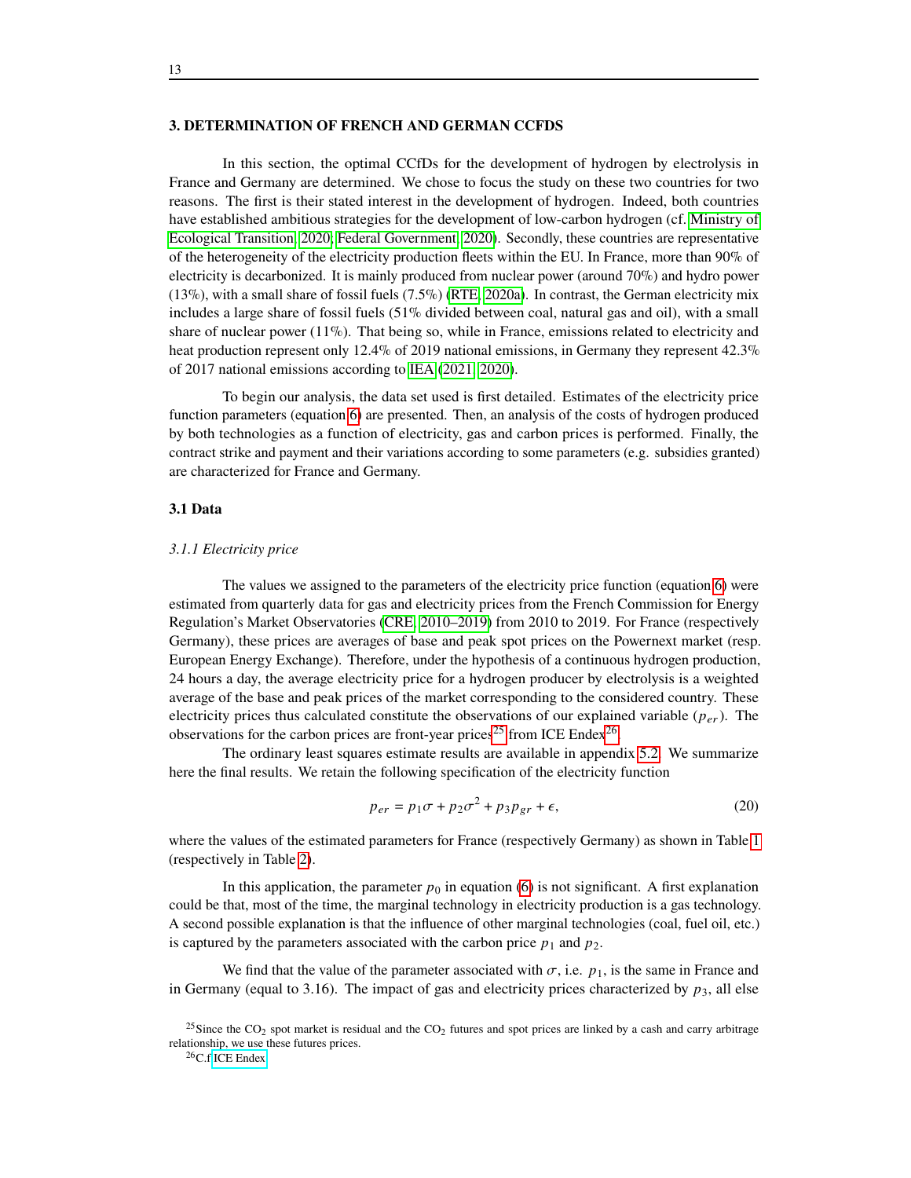## 3. DETERMINATION OF FRENCH AND GERMAN CCFDS

In this section, the optimal CCfDs for the development of hydrogen by electrolysis in France and Germany are determined. We chose to focus the study on these two countries for two reasons. The first is their stated interest in the development of hydrogen. Indeed, both countries have established ambitious strategies for the development of low-carbon hydrogen (cf. Ministry of Ecological Transition, 2020; Federal Government, 2020). Secondly, these countries are representative of the heterogeneity of the electricity production fleets within the EU. In France, more than 90% of electricity is decarbonized. It is mainly produced from nuclear power (around 70%) and hydro power (13%), with a small share of fossil fuels (7.5%) (RTE, 2020a). In contrast, the German electricity mix includes a large share of fossil fuels (51% divided between coal, natural gas and oil), with a small share of nuclear power (11%). That being so, while in France, emissions related to electricity and heat production represent only 12.4% of 2019 national emissions, in Germany they represent 42.3% of 2017 national emissions according to IEA (2021, 2020).

To begin our analysis, the data set used is first detailed. Estimates of the electricity price function parameters (equation 6) are presented. Then, an analysis of the costs of hydrogen produced by both technologies as a function of electricity, gas and carbon prices is performed. Finally, the contract strike and payment and their variations according to some parameters (e.g. subsidies granted) are characterized for France and Germany.

### 3.1 Data

#### *3.1.1 Electricity price*

The values we assigned to the parameters of the electricity price function (equation 6) were estimated from quarterly data for gas and electricity prices from the French Commission for Energy Regulation's Market Observatories (CRE, 2010–2019) from 2010 to 2019. For France (respectively Germany), these prices are averages of base and peak spot prices on the Powernext market (resp. European Energy Exchange). Therefore, under the hypothesis of a continuous hydrogen production, 24 hours a day, the average electricity price for a hydrogen producer by electrolysis is a weighted average of the base and peak prices of the market corresponding to the considered country. These electricity prices thus calculated constitute the observations of our explained variable ($p_{er}$). The observations for the carbon prices are front-year prices[25] from ICE Endex[26].

The ordinary least squares estimate results are available in appendix 5.2. We summarize here the final results. We retain the following specification of the electricity function

$$p_{er} = p_1\sigma + p_2\sigma^2 + p_3 p_{gr} + \epsilon, \tag{20}$$

where the values of the estimated parameters for France (respectively Germany) as shown in Table 1 (respectively in Table 2).

In this application, the parameter $p_0$ in equation (6) is not significant. A first explanation could be that, most of the time, the marginal technology in electricity production is a gas technology. A second possible explanation is that the influence of other marginal technologies (coal, fuel oil, etc.) is captured by the parameters associated with the carbon price $p_1$ and $p_2$.

We find that the value of the parameter associated with $\sigma$, i.e. $p_1$, is the same in France and in Germany (equal to 3.16). The impact of gas and electricity prices characterized by $p_3$, all else

[25] Since the $CO_2$ spot market is residual and the $CO_2$ futures and spot prices are linked by a cash and carry arbitrage relationship, we use these futures prices.

[26] C.f ICE Endex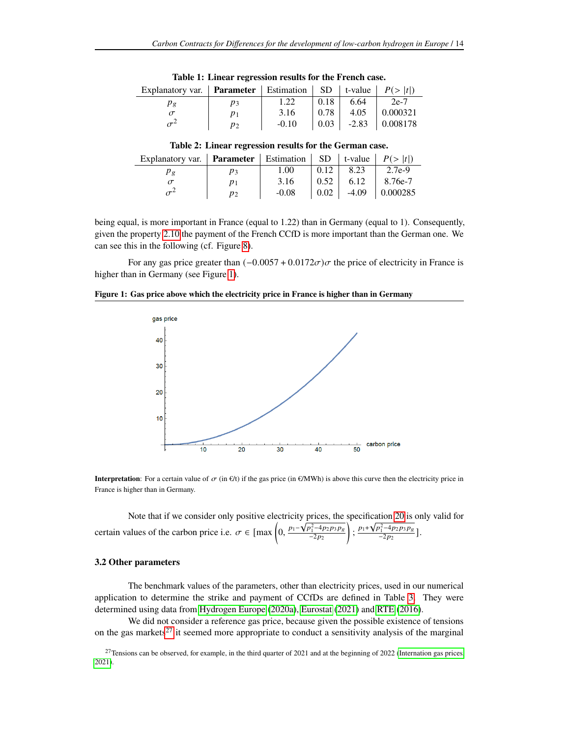**Table 1: Linear regression results for the French case.**

| Explanatory var. | **Parameter** | Estimation | SD | t-value | $P(>\lvert t\rvert)$ |
|---|---|---|---|---|---|
| $p_g$ | $p_3$ | 1.22 | 0.18 | 6.64 | 2e-7 |
| $\sigma$ | $p_1$ | 3.16 | 0.78 | 4.05 | 0.000321 |
| $\sigma^2$ | $p_2$ | -0.10 | 0.03 | -2.83 | 0.008178 |

**Table 2: Linear regression results for the German case.**

| Explanatory var. | **Parameter** | Estimation | SD | t-value | $P(>\lvert t\rvert)$ |
|---|---|---|---|---|---|
| $p_g$ | $p_3$ | 1.00 | 0.12 | 8.23 | 2.7e-9 |
| $\sigma$ | $p_1$ | 3.16 | 0.52 | 6.12 | 8.76e-7 |
| $\sigma^2$ | $p_2$ | -0.08 | 0.02 | -4.09 | 0.000285 |

being equal, is more important in France (equal to 1.22) than in Germany (equal to 1). Consequently, given the property 2.10 the payment of the French CCfD is more important than the German one. We can see this in the following (cf. Figure 8).

For any gas price greater than $(-0.0057 + 0.0172\sigma)\sigma$ the price of electricity in France is higher than in Germany (see Figure 1).

**Figure 1: Gas price above which the electricity price in France is higher than in Germany**

**Interpretation**: For a certain value of $\sigma$ (in €/t) if the gas price (in €/MWh) is above this curve then the electricity price in France is higher than in Germany.

Note that if we consider only positive electricity prices, the specification 20 is only valid for certain values of the carbon price i.e. $\sigma \in [\max\left(0, \frac{p_1 - \sqrt{p_1^2 - 4p_2p_3p_g}}{-2p_2}\right); \frac{p_1 + \sqrt{p_1^2 - 4p_2p_3p_g}}{-2p_2}]$.

### 3.2 Other parameters

The benchmark values of the parameters, other than electricity prices, used in our numerical application to determine the strike and payment of CCfDs are defined in Table 3. They were determined using data from Hydrogen Europe (2020a), Eurostat (2021) and RTE (2016).

We did not consider a reference gas price, because given the possible existence of tensions on the gas markets[27] it seemed more appropriate to conduct a sensitivity analysis of the marginal

[27] Tensions can be observed, for example, in the third quarter of 2021 and at the beginning of 2022 (Internation gas prices 2021).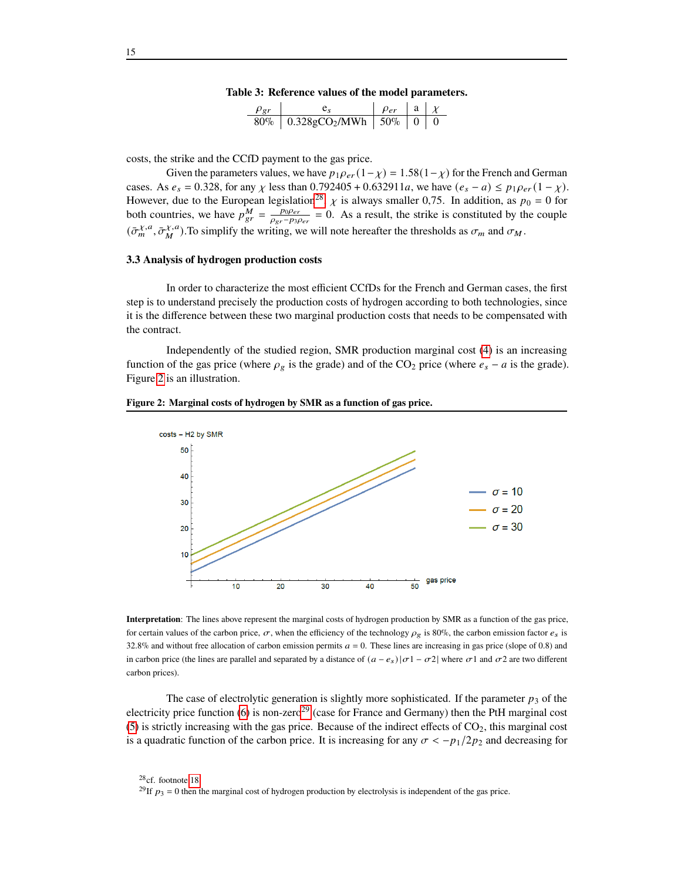**Table 3: Reference values of the model parameters.**

| $\rho_{gr}$ | $e_s$ | $\rho_{er}$ | a | $\chi$ |
|---|---|---|---|---|
| 80% | 0.328gCO$_2$/MWh | 50% | 0 | 0 |

costs, the strike and the CCfD payment to the gas price.

Given the parameters values, we have $p_1\rho_{er}(1-\chi) = 1.58(1-\chi)$ for the French and German cases. As $e_s = 0.328$, for any $\chi$ less than $0.792405 + 0.632911a$, we have $(e_s - a) \leq p_1\rho_{er}(1-\chi)$. However, due to the European legislation[28], $\chi$ is always smaller 0,75. In addition, as $p_0 = 0$ for both countries, we have $p_{gr}^M = \frac{p_0\rho_{er}}{\rho_{gr} - p_3\rho_{er}} = 0$. As a result, the strike is constituted by the couple $(\bar{\sigma}_m^{\chi,a}, \bar{\sigma}_M^{\chi,a})$.To simplify the writing, we will note hereafter the thresholds as $\sigma_m$ and $\sigma_M$.

### 3.3 Analysis of hydrogen production costs

In order to characterize the most efficient CCfDs for the French and German cases, the first step is to understand precisely the production costs of hydrogen according to both technologies, since it is the difference between these two marginal production costs that needs to be compensated with the contract.

Independently of the studied region, SMR production marginal cost (4) is an increasing function of the gas price (where $\rho_g$ is the grade) and of the $CO_2$ price (where $e_s - a$ is the grade). Figure 2 is an illustration.

**Figure 2: Marginal costs of hydrogen by SMR as a function of gas price.**

**Interpretation**: The lines above represent the marginal costs of hydrogen production by SMR as a function of the gas price, for certain values of the carbon price, $\sigma$, when the efficiency of the technology $\rho_g$ is 80%, the carbon emission factor $e_s$ is 32.8% and without free allocation of carbon emission permits $a = 0$. These lines are increasing in gas price (slope of 0.8) and in carbon price (the lines are parallel and separated by a distance of $(a - e_s)|\sigma 1 - \sigma 2|$ where $\sigma 1$ and $\sigma 2$ are two different carbon prices).

The case of electrolytic generation is slightly more sophisticated. If the parameter $p_3$ of the electricity price function (6) is non-zero[29] (case for France and Germany) then the PtH marginal cost (5) is strictly increasing with the gas price. Because of the indirect effects of $CO_2$, this marginal cost is a quadratic function of the carbon price. It is increasing for any $\sigma < -p_1/2p_2$ and decreasing for

[28] cf. footnote 18

[29] If $p_3 = 0$ then the marginal cost of hydrogen production by electrolysis is independent of the gas price.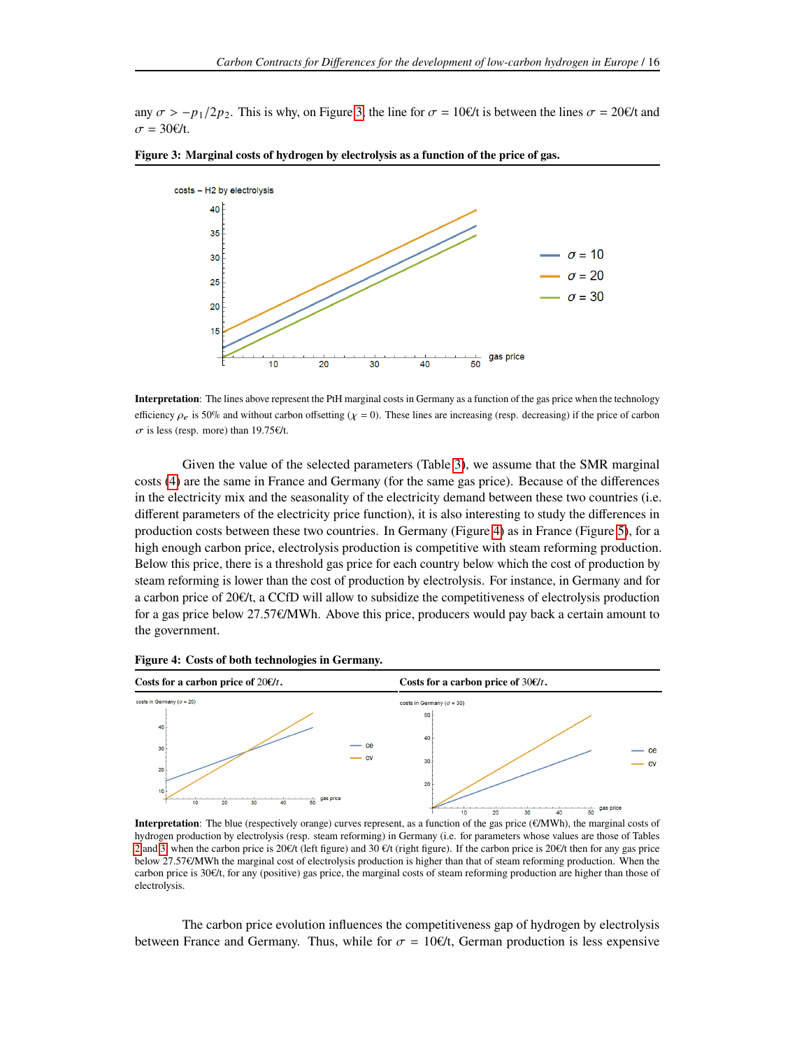any $\sigma > -p_1/2p_2$. This is why, on Figure 3, the line for $\sigma = 10$€/t is between the lines $\sigma = 20$€/t and $\sigma = 30$€/t.

**Figure 3: Marginal costs of hydrogen by electrolysis as a function of the price of gas.**

**Interpretation**: The lines above represent the PtH marginal costs in Germany as a function of the gas price when the technology efficiency $\rho_e$ is 50% and without carbon offsetting ($\chi = 0$). These lines are increasing (resp. decreasing) if the price of carbon $\sigma$ is less (resp. more) than 19.75€/t.

Given the value of the selected parameters (Table 3), we assume that the SMR marginal costs (4) are the same in France and Germany (for the same gas price). Because of the differences in the electricity mix and the seasonality of the electricity demand between these two countries (i.e. different parameters of the electricity price function), it is also interesting to study the differences in production costs between these two countries. In Germany (Figure 4) as in France (Figure 5), for a high enough carbon price, electrolysis production is competitive with steam reforming production. Below this price, there is a threshold gas price for each country below which the cost of production by steam reforming is lower than the cost of production by electrolysis. For instance, in Germany and for a carbon price of 20€/t, a CCfD will allow to subsidize the competitiveness of electrolysis production for a gas price below 27.57€/MWh. Above this price, producers would pay back a certain amount to the government.

**Figure 4: Costs of both technologies in Germany.**

| **Costs for a carbon price of 20€/$t$.** | **Costs for a carbon price of 30€/$t$.** |
|---|---|

**Interpretation**: The blue (respectively orange) curves represent, as a function of the gas price (€/MWh), the marginal costs of hydrogen production by electrolysis (resp. steam reforming) in Germany (i.e. for parameters whose values are those of Tables 2 and 3) when the carbon price is 20€/t (left figure) and 30 €/t (right figure). If the carbon price is 20€/t then for any gas price below 27.57€/MWh the marginal cost of electrolysis production is higher than that of steam reforming production. When the carbon price is 30€/t, for any (positive) gas price, the marginal costs of steam reforming production are higher than those of electrolysis.

The carbon price evolution influences the competitiveness gap of hydrogen by electrolysis between France and Germany. Thus, while for $\sigma = 10$€/t, German production is less expensive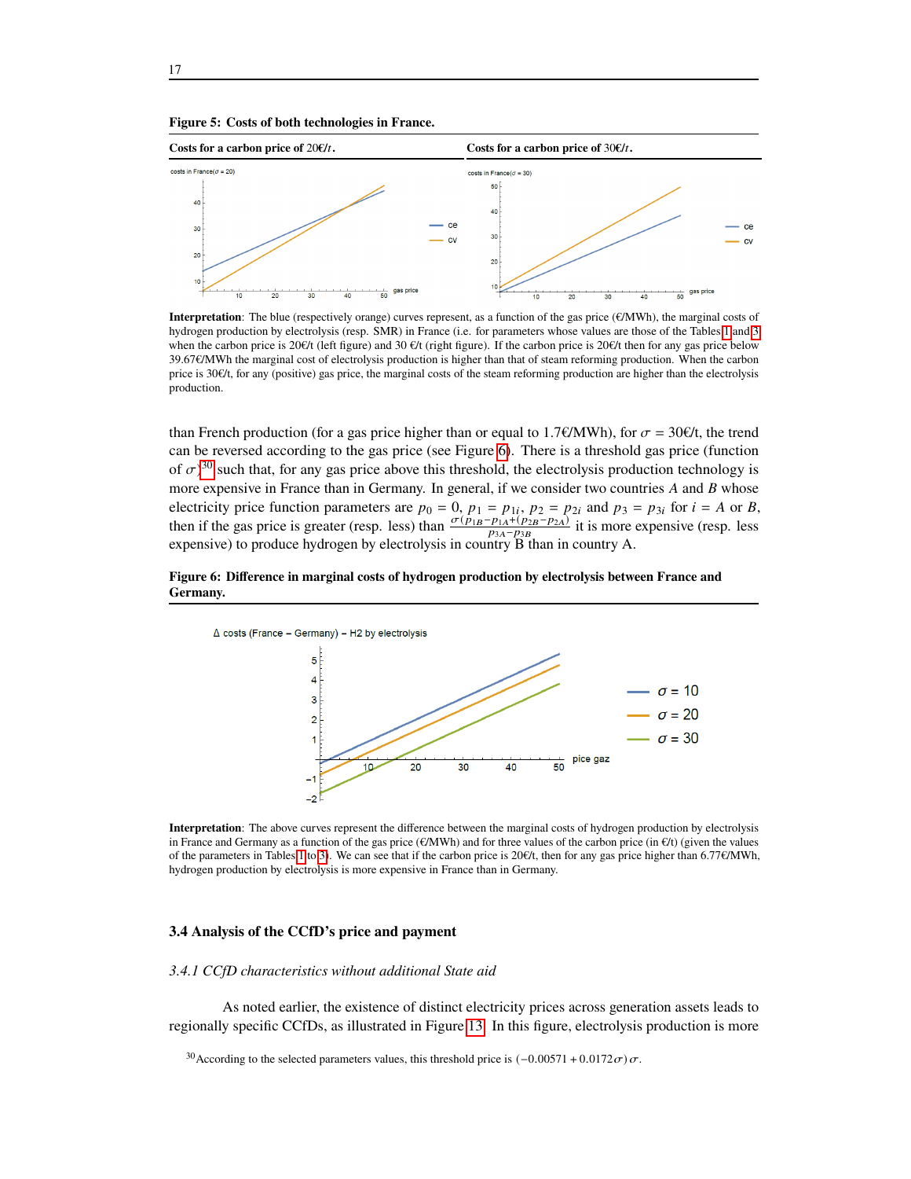**Figure 5: Costs of both technologies in France.**

| Costs for a carbon price of 20€/t. | Costs for a carbon price of 30€/t. |
| --- | --- |

**Interpretation**: The blue (respectively orange) curves represent, as a function of the gas price (€/MWh), the marginal costs of hydrogen production by electrolysis (resp. SMR) in France (i.e. for parameters whose values are those of the Tables 1 and 3 when the carbon price is 20€/t (left figure) and 30 €/t (right figure). If the carbon price is 20€/t then for any gas price below 39.67€/MWh the marginal cost of electrolysis production is higher than that of steam reforming production. When the carbon price is 30€/t, for any (positive) gas price, the marginal costs of the steam reforming production are higher than the electrolysis production.

than French production (for a gas price higher than or equal to 1.7€/MWh), for $\sigma = 30$€/t, the trend can be reversed according to the gas price (see Figure 6). There is a threshold gas price (function of $\sigma$)[30] such that, for any gas price above this threshold, the electrolysis production technology is more expensive in France than in Germany. In general, if we consider two countries $A$ and $B$ whose electricity price function parameters are $p_0 = 0$, $p_1 = p_{1i}$, $p_2 = p_{2i}$ and $p_3 = p_{3i}$ for $i = A$ or $B$, then if the gas price is greater (resp. less) than $\frac{\sigma(p_{1B}-p_{1A}+(p_{2B}-p_{2A})}{p_{3A}-p_{3B}}$ it is more expensive (resp. less expensive) to produce hydrogen by electrolysis in country B than in country A.

**Figure 6: Difference in marginal costs of hydrogen production by electrolysis between France and Germany.**

**Interpretation**: The above curves represent the difference between the marginal costs of hydrogen production by electrolysis in France and Germany as a function of the gas price (€/MWh) and for three values of the carbon price (in €/t) (given the values of the parameters in Tables 1 to 3). We can see that if the carbon price is 20€/t, then for any gas price higher than 6.77€/MWh, hydrogen production by electrolysis is more expensive in France than in Germany.

### 3.4 Analysis of the CCfD's price and payment

#### *3.4.1 CCfD characteristics without additional State aid*

As noted earlier, the existence of distinct electricity prices across generation assets leads to regionally specific CCfDs, as illustrated in Figure 13. In this figure, electrolysis production is more

[30] According to the selected parameters values, this threshold price is $(-0.00571 + 0.0172\sigma)\sigma$.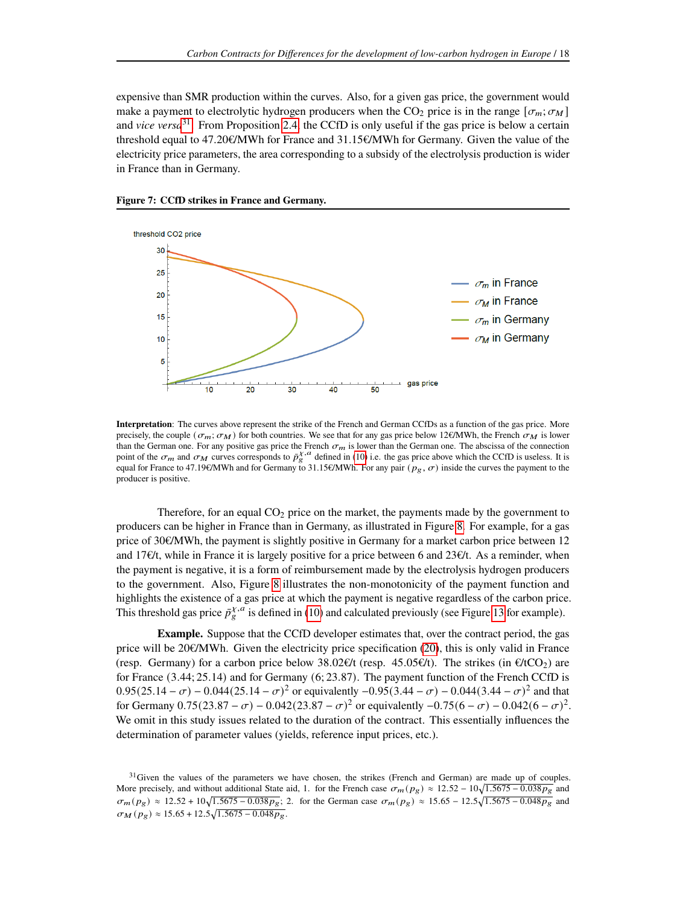expensive than SMR production within the curves. Also, for a given gas price, the government would make a payment to electrolytic hydrogen producers when the $CO_2$ price is in the range $[\sigma_m; \sigma_M]$ and *vice versa*[31]. From Proposition 2.4, the CCfD is only useful if the gas price is below a certain threshold equal to 47.20€/MWh for France and 31.15€/MWh for Germany. Given the value of the electricity price parameters, the area corresponding to a subsidy of the electrolysis production is wider in France than in Germany.

**Figure 7: CCfD strikes in France and Germany.**

**Interpretation**: The curves above represent the strike of the French and German CCfDs as a function of the gas price. More precisely, the couple $(\sigma_m; \sigma_M)$ for both countries. We see that for any gas price below 12€/MWh, the French $\sigma_M$ is lower than the German one. For any positive gas price the French $\sigma_m$ is lower than the German one. The abscissa of the connection point of the $\sigma_m$ and $\sigma_M$ curves corresponds to $\bar{p}_g^{\chi,a}$ defined in (10) i.e. the gas price above which the CCfD is useless. It is equal for France to 47.19€/MWh and for Germany to 31.15€/MWh. For any pair $(p_g, \sigma)$ inside the curves the payment to the producer is positive.

Therefore, for an equal $CO_2$ price on the market, the payments made by the government to producers can be higher in France than in Germany, as illustrated in Figure 8. For example, for a gas price of 30€/MWh, the payment is slightly positive in Germany for a market carbon price between 12 and 17€/t, while in France it is largely positive for a price between 6 and 23€/t. As a reminder, when the payment is negative, it is a form of reimbursement made by the electrolysis hydrogen producers to the government. Also, Figure 8 illustrates the non-monotonicity of the payment function and highlights the existence of a gas price at which the payment is negative regardless of the carbon price. This threshold gas price $\bar{p}_g^{\chi,a}$ is defined in (10) and calculated previously (see Figure 13 for example).

**Example.** Suppose that the CCfD developer estimates that, over the contract period, the gas price will be 20€/MWh. Given the electricity price specification (20), this is only valid in France (resp. Germany) for a carbon price below 38.02€/t (resp. 45.05€/t). The strikes (in €/t$CO_2$) are for France $(3.44; 25.14)$ and for Germany $(6; 23.87)$. The payment function of the French CCfD is $0.95(25.14 - \sigma) - 0.044(25.14 - \sigma)^2$ or equivalently $-0.95(3.44 - \sigma) - 0.044(3.44 - \sigma)^2$ and that for Germany $0.75(23.87 - \sigma) - 0.042(23.87 - \sigma)^2$ or equivalently $-0.75(6 - \sigma) - 0.042(6 - \sigma)^2$. We omit in this study issues related to the duration of the contract. This essentially influences the determination of parameter values (yields, reference input prices, etc.).

[31] Given the values of the parameters we have chosen, the strikes (French and German) are made up of couples. More precisely, and without additional State aid, 1. for the French case $\sigma_m(p_g) \approx 12.52 - 10\sqrt{1.5675 - 0.038p_g}$ and $\sigma_m(p_g) \approx 12.52 + 10\sqrt{1.5675 - 0.038p_g}$; 2. for the German case $\sigma_m(p_g) \approx 15.65 - 12.5\sqrt{1.5675 - 0.048p_g}$ and $\sigma_M(p_g) \approx 15.65 + 12.5\sqrt{1.5675 - 0.048p_g}$.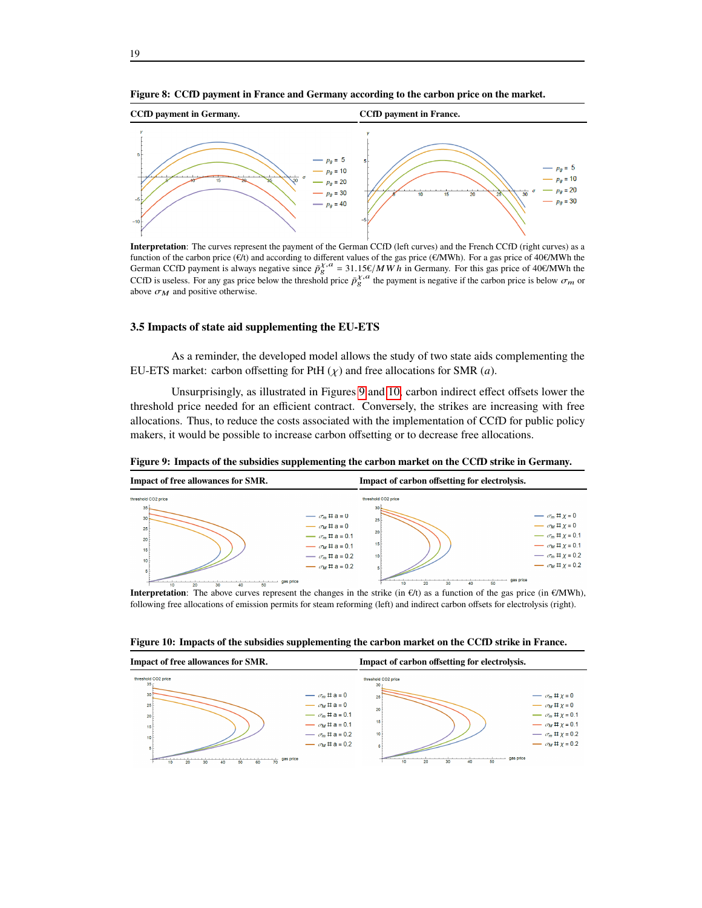**Figure 8: CCfD payment in France and Germany according to the carbon price on the market.**

| CCfD payment in Germany. | CCfD payment in France. |
| --- | --- |

**Interpretation**: The curves represent the payment of the German CCfD (left curves) and the French CCfD (right curves) as a function of the carbon price (€/t) and according to different values of the gas price (€/MWh). For a gas price of 40€/MWh the German CCfD payment is always negative since $\bar{p}_g^{\chi,a} = 31.15€/MWh$ in Germany. For this gas price of 40€/MWh the CCfD is useless. For any gas price below the threshold price $\bar{p}_g^{\chi,a}$ the payment is negative if the carbon price is below $\sigma_m$ or above $\sigma_M$ and positive otherwise.

## 3.5 Impacts of state aid supplementing the EU-ETS

As a reminder, the developed model allows the study of two state aids complementing the EU-ETS market: carbon offsetting for PtH ($\chi$) and free allocations for SMR ($a$).

Unsurprisingly, as illustrated in Figures 9 and 10, carbon indirect effect offsets lower the threshold price needed for an efficient contract. Conversely, the strikes are increasing with free allocations. Thus, to reduce the costs associated with the implementation of CCfD for public policy makers, it would be possible to increase carbon offsetting or to decrease free allocations.

**Figure 9: Impacts of the subsidies supplementing the carbon market on the CCfD strike in Germany.**

| Impact of free allowances for SMR. | Impact of carbon offsetting for electrolysis. |
| --- | --- |

**Interpretation**: The above curves represent the changes in the strike (in €/t) as a function of the gas price (in €/MWh), following free allocations of emission permits for steam reforming (left) and indirect carbon offsets for electrolysis (right).

**Figure 10: Impacts of the subsidies supplementing the carbon market on the CCfD strike in France.**

| Impact of free allowances for SMR. | Impact of carbon offsetting for electrolysis. |
| --- | --- |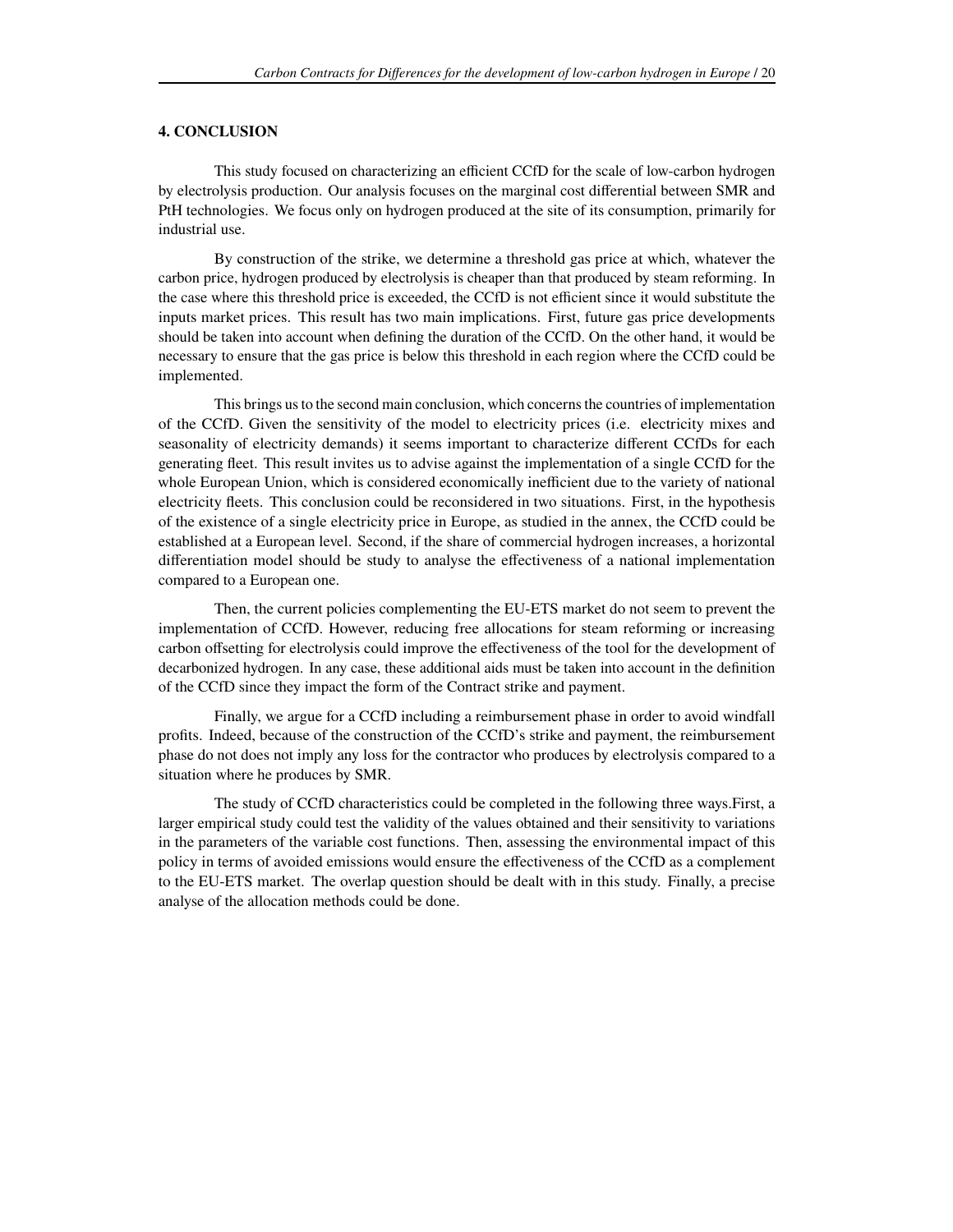## 4. CONCLUSION

This study focused on characterizing an efficient CCfD for the scale of low-carbon hydrogen by electrolysis production. Our analysis focuses on the marginal cost differential between SMR and PtH technologies. We focus only on hydrogen produced at the site of its consumption, primarily for industrial use.

By construction of the strike, we determine a threshold gas price at which, whatever the carbon price, hydrogen produced by electrolysis is cheaper than that produced by steam reforming. In the case where this threshold price is exceeded, the CCfD is not efficient since it would substitute the inputs market prices. This result has two main implications. First, future gas price developments should be taken into account when defining the duration of the CCfD. On the other hand, it would be necessary to ensure that the gas price is below this threshold in each region where the CCfD could be implemented.

This brings us to the second main conclusion, which concerns the countries of implementation of the CCfD. Given the sensitivity of the model to electricity prices (i.e. electricity mixes and seasonality of electricity demands) it seems important to characterize different CCfDs for each generating fleet. This result invites us to advise against the implementation of a single CCfD for the whole European Union, which is considered economically inefficient due to the variety of national electricity fleets. This conclusion could be reconsidered in two situations. First, in the hypothesis of the existence of a single electricity price in Europe, as studied in the annex, the CCfD could be established at a European level. Second, if the share of commercial hydrogen increases, a horizontal differentiation model should be study to analyse the effectiveness of a national implementation compared to a European one.

Then, the current policies complementing the EU-ETS market do not seem to prevent the implementation of CCfD. However, reducing free allocations for steam reforming or increasing carbon offsetting for electrolysis could improve the effectiveness of the tool for the development of decarbonized hydrogen. In any case, these additional aids must be taken into account in the definition of the CCfD since they impact the form of the Contract strike and payment.

Finally, we argue for a CCfD including a reimbursement phase in order to avoid windfall profits. Indeed, because of the construction of the CCfD's strike and payment, the reimbursement phase do not does not imply any loss for the contractor who produces by electrolysis compared to a situation where he produces by SMR.

The study of CCfD characteristics could be completed in the following three ways.First, a larger empirical study could test the validity of the values obtained and their sensitivity to variations in the parameters of the variable cost functions. Then, assessing the environmental impact of this policy in terms of avoided emissions would ensure the effectiveness of the CCfD as a complement to the EU-ETS market. The overlap question should be dealt with in this study. Finally, a precise analyse of the allocation methods could be done.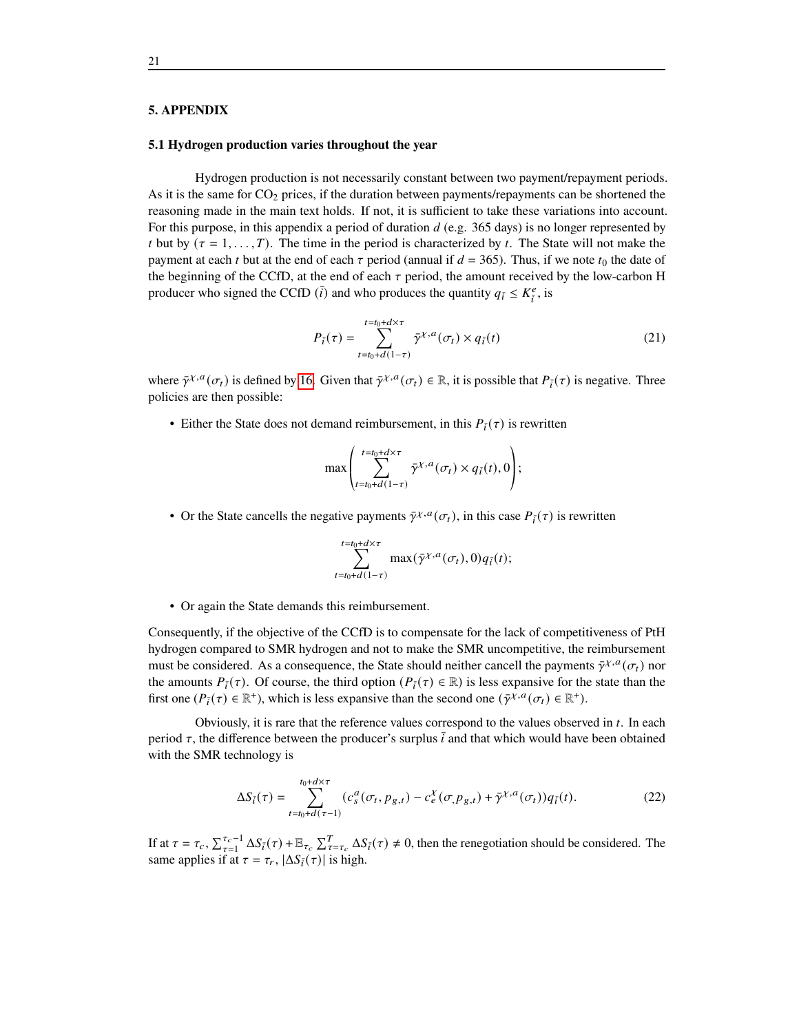## 5. APPENDIX

### 5.1 Hydrogen production varies throughout the year

Hydrogen production is not necessarily constant between two payment/repayment periods. As it is the same for $CO_2$ prices, if the duration between payments/repayments can be shortened the reasoning made in the main text holds. If not, it is sufficient to take these variations into account. For this purpose, in this appendix a period of duration $d$ (e.g. 365 days) is no longer represented by $t$ but by $(\tau = 1, \ldots, T)$. The time in the period is characterized by $t$. The State will not make the payment at each $t$ but at the end of each $\tau$ period (annual if $d = 365$). Thus, if we note $t_0$ the date of the beginning of the CCfD, at the end of each $\tau$ period, the amount received by the low-carbon H producer who signed the CCfD ($\bar{i}$) and who produces the quantity $q_{\bar{i}} \leq K^e_{\bar{i}}$, is

$$P_{\bar{i}}(\tau) = \sum_{t=t_0+d(1-\tau)}^{t=t_0+d\times\tau} \bar{\gamma}^{\chi,a}(\sigma_t) \times q_{\bar{i}}(t) \tag{21}$$

where $\bar{\gamma}^{\chi,a}(\sigma_t)$ is defined by 16. Given that $\bar{\gamma}^{\chi,a}(\sigma_t) \in \mathbb{R}$, it is possible that $P_{\bar{i}}(\tau)$ is negative. Three policies are then possible:

- Either the State does not demand reimbursement, in this $P_{\bar{i}}(\tau)$ is rewritten

$$\max\left(\sum_{t=t_0+d(1-\tau)}^{t=t_0+d\times\tau} \bar{\gamma}^{\chi,a}(\sigma_t) \times q_{\bar{i}}(t), 0\right);$$

- Or the State cancells the negative payments $\bar{\gamma}^{\chi,a}(\sigma_t)$, in this case $P_{\bar{i}}(\tau)$ is rewritten

$$\sum_{t=t_0+d(1-\tau)}^{t=t_0+d\times\tau} \max(\bar{\gamma}^{\chi,a}(\sigma_t), 0) q_{\bar{i}}(t);$$

- Or again the State demands this reimbursement.

Consequently, if the objective of the CCfD is to compensate for the lack of competitiveness of PtH hydrogen compared to SMR hydrogen and not to make the SMR uncompetitive, the reimbursement must be considered. As a consequence, the State should neither cancell the payments $\bar{\gamma}^{\chi,a}(\sigma_t)$ nor the amounts $P_{\bar{i}}(\tau)$. Of course, the third option ($P_{\bar{i}}(\tau) \in \mathbb{R}$) is less expansive for the state than the first one ($P_{\bar{i}}(\tau) \in \mathbb{R}^+$), which is less expansive than the second one ($\bar{\gamma}^{\chi,a}(\sigma_t) \in \mathbb{R}^+$).

Obviously, it is rare that the reference values correspond to the values observed in $t$. In each period $\tau$, the difference between the producer's surplus $\bar{i}$ and that which would have been obtained with the SMR technology is

$$\Delta S_{\bar{i}}(\tau) = \sum_{t_0+d(\tau-1)}^{t_0+d\times\tau} (c^a_s(\sigma_t, p_{g,t}) - c^\chi_e(\sigma, p_{g,t}) + \bar{\gamma}^{\chi,a}(\sigma_t)) q_{\bar{i}}(t). \tag{22}$$

If at $\tau = \tau_c$, $\sum_{\tau=1}^{\tau_c-1} \Delta S_{\bar{i}}(\tau) + \mathbb{E}_{\tau_c} \sum_{\tau=\tau_c}^{T} \Delta S_{\bar{i}}(\tau) \neq 0$, then the renegotiation should be considered. The same applies if at $\tau = \tau_r$, $|\Delta S_{\bar{i}}(\tau)|$ is high.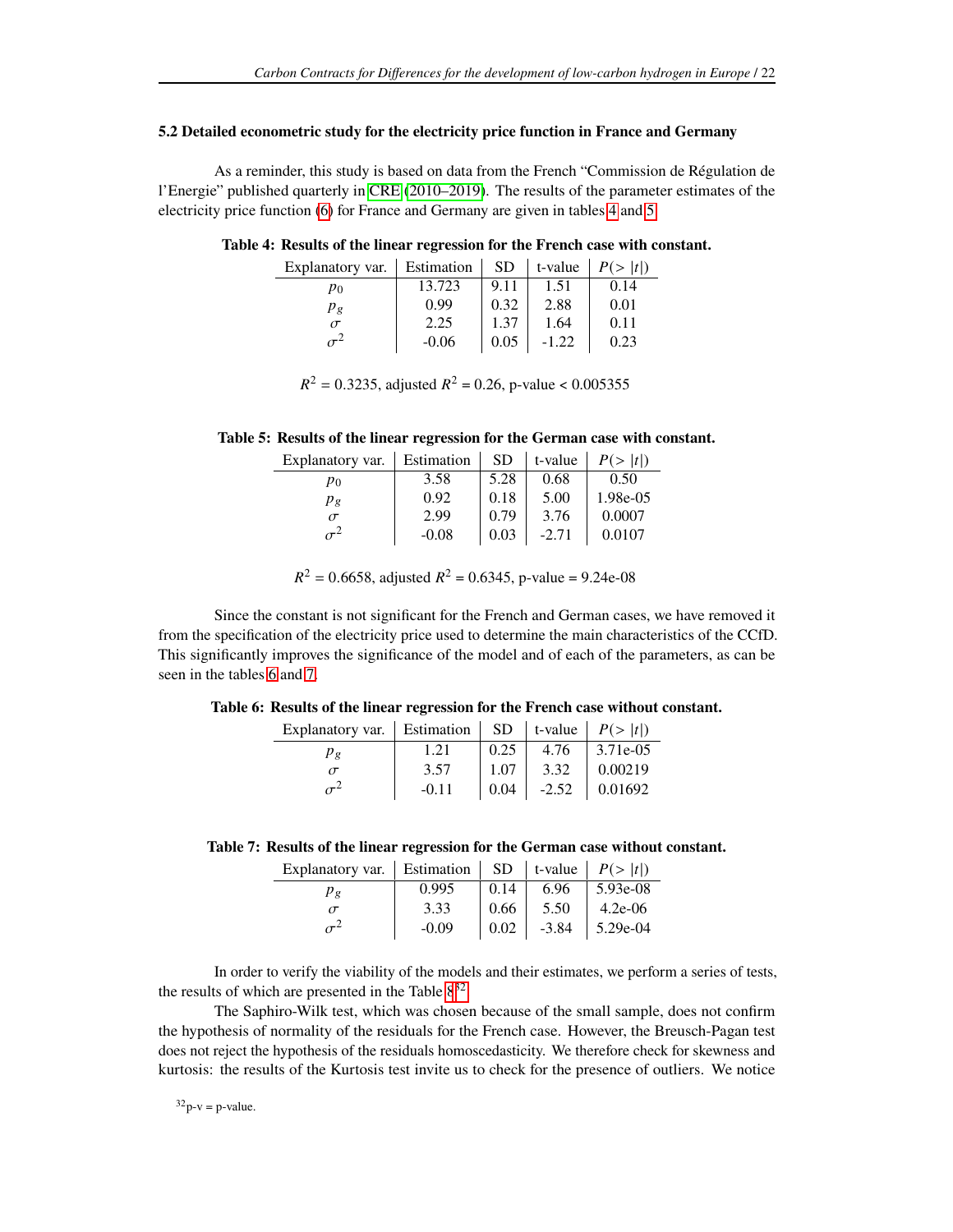### 5.2 Detailed econometric study for the electricity price function in France and Germany

As a reminder, this study is based on data from the French "Commission de Régulation de l'Energie" published quarterly in CRE (2010–2019). The results of the parameter estimates of the electricity price function (6) for France and Germany are given in tables 4 and 5.

**Table 4: Results of the linear regression for the French case with constant.**

| Explanatory var. | Estimation | SD | t-value | $P(>\|t\|)$ |
|---|---|---|---|---|
| $p_0$ | 13.723 | 9.11 | 1.51 | 0.14 |
| $p_g$ | 0.99 | 0.32 | 2.88 | 0.01 |
| $\sigma$ | 2.25 | 1.37 | 1.64 | 0.11 |
| $\sigma^2$ | -0.06 | 0.05 | -1.22 | 0.23 |

$R^2 = 0.3235$, adjusted $R^2 = 0.26$, p-value < 0.005355

**Table 5: Results of the linear regression for the German case with constant.**

| Explanatory var. | Estimation | SD | t-value | $P(>\|t\|)$ |
|---|---|---|---|---|
| $p_0$ | 3.58 | 5.28 | 0.68 | 0.50 |
| $p_g$ | 0.92 | 0.18 | 5.00 | 1.98e-05 |
| $\sigma$ | 2.99 | 0.79 | 3.76 | 0.0007 |
| $\sigma^2$ | -0.08 | 0.03 | -2.71 | 0.0107 |

$R^2 = 0.6658$, adjusted $R^2 = 0.6345$, p-value = 9.24e-08

Since the constant is not significant for the French and German cases, we have removed it from the specification of the electricity price used to determine the main characteristics of the CCfD. This significantly improves the significance of the model and of each of the parameters, as can be seen in the tables 6 and 7.

**Table 6: Results of the linear regression for the French case without constant.**

| Explanatory var. | Estimation | SD | t-value | $P(>\|t\|)$ |
|---|---|---|---|---|
| $p_g$ | 1.21 | 0.25 | 4.76 | 3.71e-05 |
| $\sigma$ | 3.57 | 1.07 | 3.32 | 0.00219 |
| $\sigma^2$ | -0.11 | 0.04 | -2.52 | 0.01692 |

**Table 7: Results of the linear regression for the German case without constant.**

| Explanatory var. | Estimation | SD | t-value | $P(>\|t\|)$ |
|---|---|---|---|---|
| $p_g$ | 0.995 | 0.14 | 6.96 | 5.93e-08 |
| $\sigma$ | 3.33 | 0.66 | 5.50 | 4.2e-06 |
| $\sigma^2$ | -0.09 | 0.02 | -3.84 | 5.29e-04 |

In order to verify the viability of the models and their estimates, we perform a series of tests, the results of which are presented in the Table 8[32].

The Saphiro-Wilk test, which was chosen because of the small sample, does not confirm the hypothesis of normality of the residuals for the French case. However, the Breusch-Pagan test does not reject the hypothesis of the residuals homoscedasticity. We therefore check for skewness and kurtosis: the results of the Kurtosis test invite us to check for the presence of outliers. We notice

[32] p-v = p-value.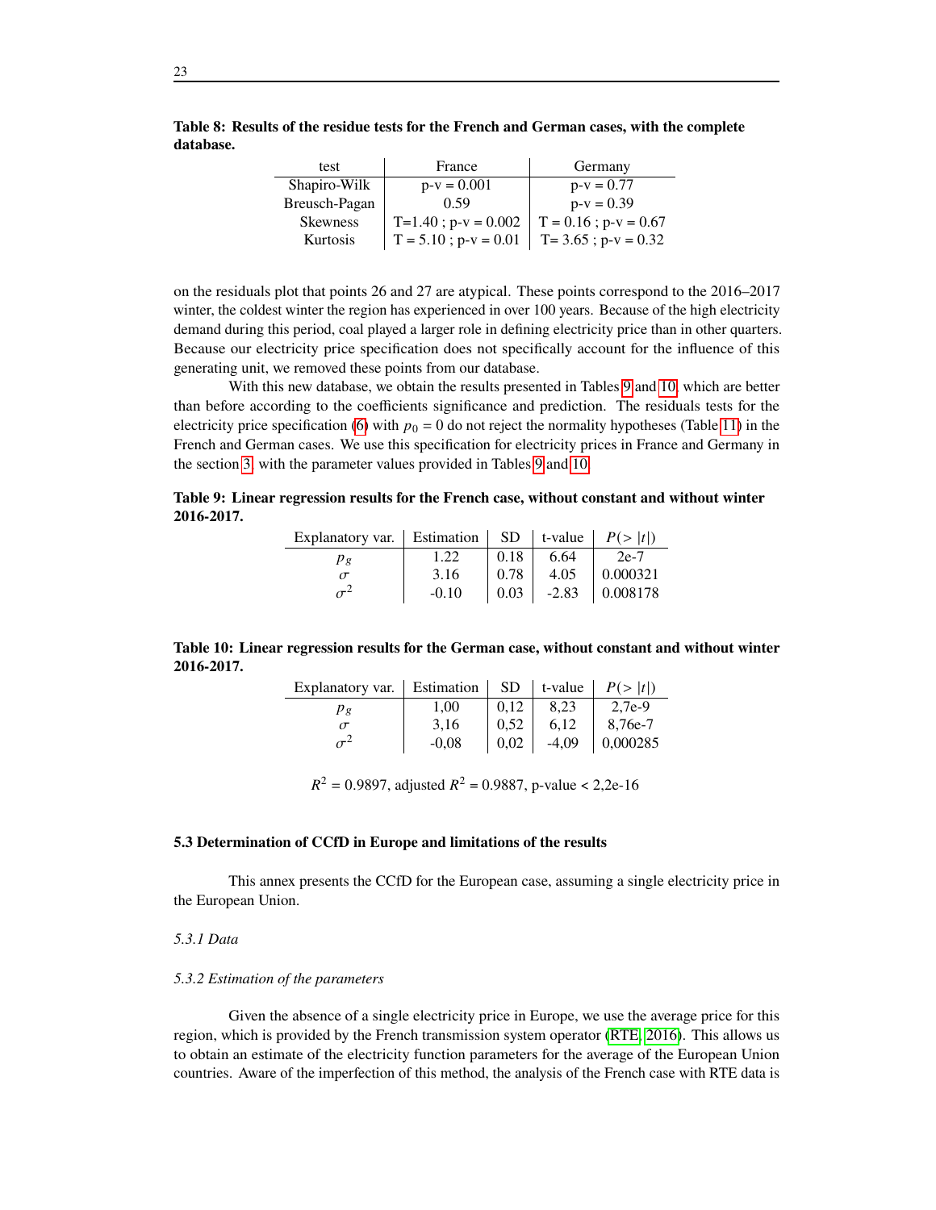**Table 8: Results of the residue tests for the French and German cases, with the complete database.**

| test | France | Germany |
|---|---|---|
| Shapiro-Wilk | p-v = 0.001 | p-v = 0.77 |
| Breusch-Pagan | 0.59 | p-v = 0.39 |
| Skewness | T=1.40 ; p-v = 0.002 | T = 0.16 ; p-v = 0.67 |
| Kurtosis | T = 5.10 ; p-v = 0.01 | T= 3.65 ; p-v = 0.32 |

on the residuals plot that points 26 and 27 are atypical. These points correspond to the 2016–2017 winter, the coldest winter the region has experienced in over 100 years. Because of the high electricity demand during this period, coal played a larger role in defining electricity price than in other quarters. Because our electricity price specification does not specifically account for the influence of this generating unit, we removed these points from our database.

With this new database, we obtain the results presented in Tables 9 and 10, which are better than before according to the coefficients significance and prediction. The residuals tests for the electricity price specification (6) with $p_0 = 0$ do not reject the normality hypotheses (Table 11) in the French and German cases. We use this specification for electricity prices in France and Germany in the section 3, with the parameter values provided in Tables 9 and 10.

**Table 9: Linear regression results for the French case, without constant and without winter 2016-2017.**

| Explanatory var. | Estimation | SD | t-value | $P(>\|t\|)$ |
|---|---|---|---|---|
| $p_g$ | 1.22 | 0.18 | 6.64 | 2e-7 |
| $\sigma$ | 3.16 | 0.78 | 4.05 | 0.000321 |
| $\sigma^2$ | -0.10 | 0.03 | -2.83 | 0.008178 |

**Table 10: Linear regression results for the German case, without constant and without winter 2016-2017.**

| Explanatory var. | Estimation | SD | t-value | $P(>\|t\|)$ |
|---|---|---|---|---|
| $p_g$ | 1,00 | 0,12 | 8,23 | 2,7e-9 |
| $\sigma$ | 3,16 | 0,52 | 6,12 | 8,76e-7 |
| $\sigma^2$ | -0,08 | 0,02 | -4,09 | 0,000285 |

$R^2 = 0.9897$, adjusted $R^2 = 0.9887$, p-value < 2,2e-16

### 5.3 Determination of CCfD in Europe and limitations of the results

This annex presents the CCfD for the European case, assuming a single electricity price in the European Union.

#### *5.3.1 Data*

#### *5.3.2 Estimation of the parameters*

Given the absence of a single electricity price in Europe, we use the average price for this region, which is provided by the French transmission system operator (RTE, 2016). This allows us to obtain an estimate of the electricity function parameters for the average of the European Union countries. Aware of the imperfection of this method, the analysis of the French case with RTE data is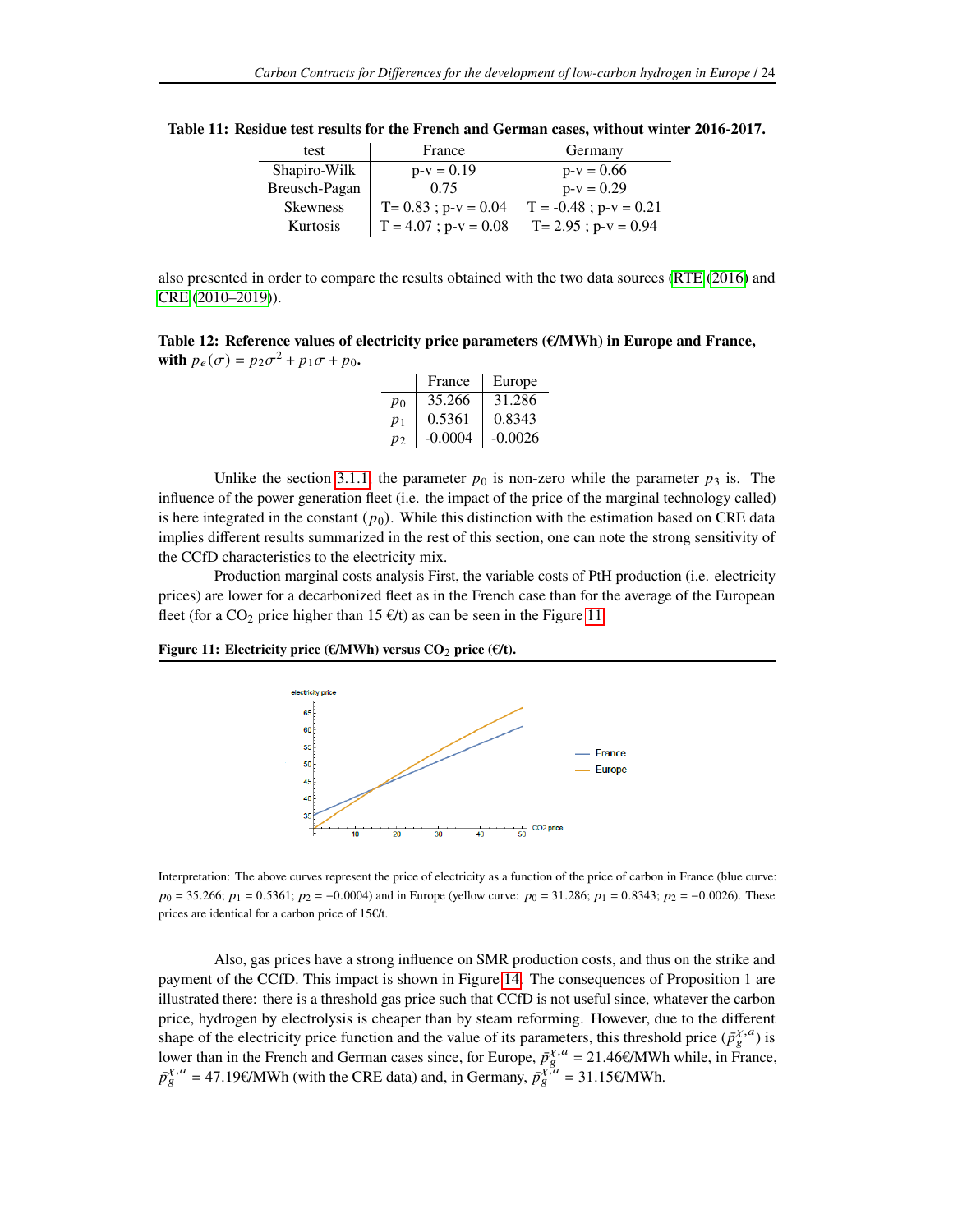**Table 11: Residue test results for the French and German cases, without winter 2016-2017.**

| test | France | Germany |
|---|---|---|
| Shapiro-Wilk | p-v = 0.19 | p-v = 0.66 |
| Breusch-Pagan | 0.75 | p-v = 0.29 |
| Skewness | T= 0.83 ; p-v = 0.04 | T = -0.48 ; p-v = 0.21 |
| Kurtosis | T = 4.07 ; p-v = 0.08 | T= 2.95 ; p-v = 0.94 |

also presented in order to compare the results obtained with the two data sources (RTE (2016) and CRE (2010–2019)).

**Table 12: Reference values of electricity price parameters (€/MWh) in Europe and France, with $p_e(\sigma) = p_2\sigma^2 + p_1\sigma + p_0$.**

| | France | Europe |
|---|---|---|
| $p_0$ | 35.266 | 31.286 |
| $p_1$ | 0.5361 | 0.8343 |
| $p_2$ | -0.0004 | -0.0026 |

Unlike the section 3.1.1, the parameter $p_0$ is non-zero while the parameter $p_3$ is. The influence of the power generation fleet (i.e. the impact of the price of the marginal technology called) is here integrated in the constant ($p_0$). While this distinction with the estimation based on CRE data implies different results summarized in the rest of this section, one can note the strong sensitivity of the CCfD characteristics to the electricity mix.

Production marginal costs analysis First, the variable costs of PtH production (i.e. electricity prices) are lower for a decarbonized fleet as in the French case than for the average of the European fleet (for a $CO_2$ price higher than 15 €/t) as can be seen in the Figure 11.

**Figure 11: Electricity price (€/MWh) versus $CO_2$ price (€/t).**

Interpretation: The above curves represent the price of electricity as a function of the price of carbon in France (blue curve: $p_0 = 35.266$; $p_1 = 0.5361$; $p_2 = -0.0004$) and in Europe (yellow curve: $p_0 = 31.286$; $p_1 = 0.8343$; $p_2 = -0.0026$). These prices are identical for a carbon price of 15€/t.

Also, gas prices have a strong influence on SMR production costs, and thus on the strike and payment of the CCfD. This impact is shown in Figure 14. The consequences of Proposition 1 are illustrated there: there is a threshold gas price such that CCfD is not useful since, whatever the carbon price, hydrogen by electrolysis is cheaper than by steam reforming. However, due to the different shape of the electricity price function and the value of its parameters, this threshold price ($\bar{p}_g^{\chi,a}$) is lower than in the French and German cases since, for Europe, $\bar{p}_g^{\chi,a} = 21.46$€/MWh while, in France, $\bar{p}_g^{\chi,a} = 47.19$€/MWh (with the CRE data) and, in Germany, $\bar{p}_g^{\chi,a} = 31.15$€/MWh.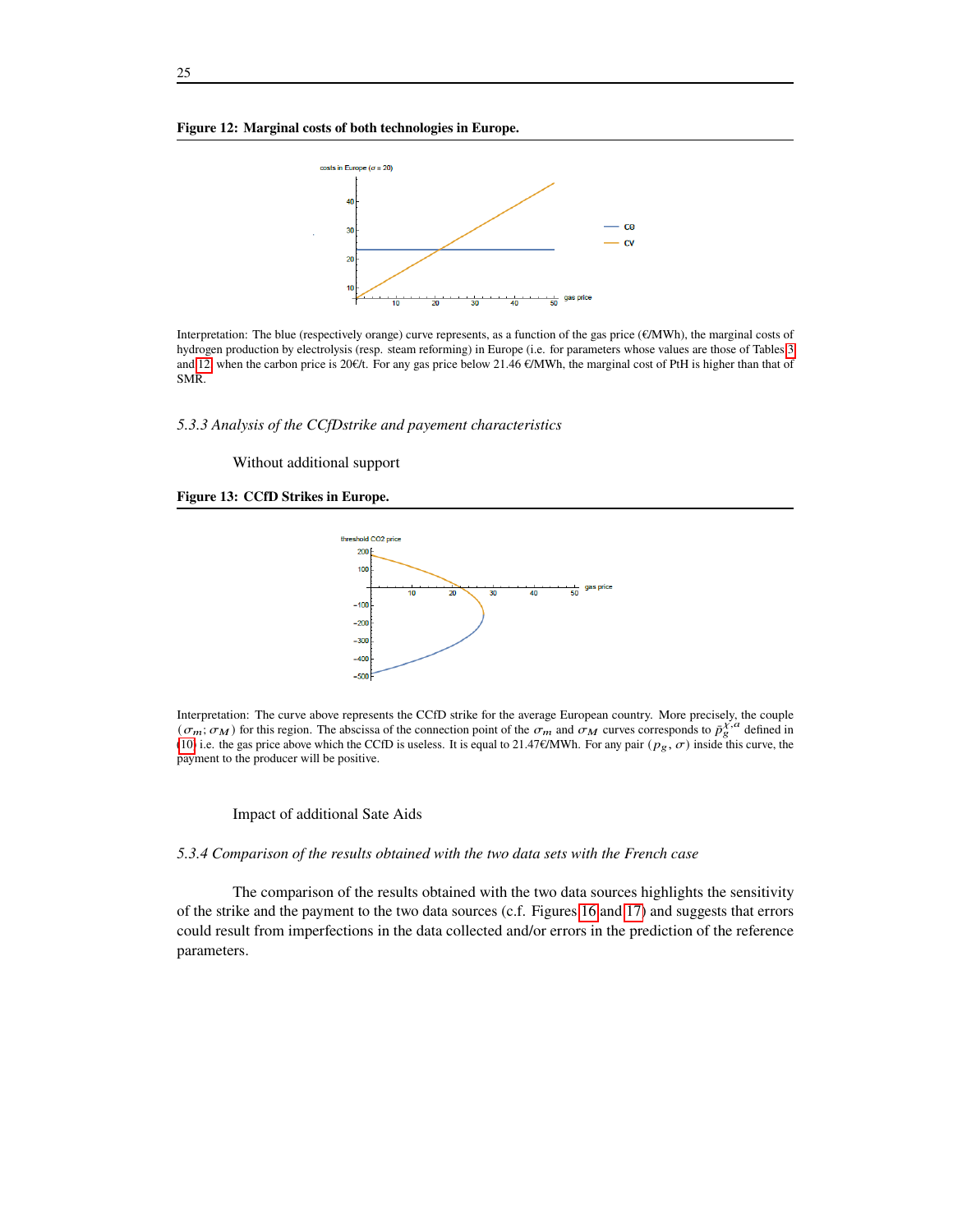**Figure 12: Marginal costs of both technologies in Europe.**

Interpretation: The blue (respectively orange) curve represents, as a function of the gas price (€/MWh), the marginal costs of hydrogen production by electrolysis (resp. steam reforming) in Europe (i.e. for parameters whose values are those of Tables 3 and 12) when the carbon price is 20€/t. For any gas price below 21.46 €/MWh, the marginal cost of PtH is higher than that of SMR.

### 5.3.3 Analysis of the CCfDstrike and payement characteristics

Without additional support

**Figure 13: CCfD Strikes in Europe.**

Interpretation: The curve above represents the CCfD strike for the average European country. More precisely, the couple $(\sigma_m; \sigma_M)$ for this region. The abscissa of the connection point of the $\sigma_m$ and $\sigma_M$ curves corresponds to $\bar{p}_g^{\chi,a}$ defined in (10) i.e. the gas price above which the CCfD is useless. It is equal to 21.47€/MWh. For any pair $(p_g, \sigma)$ inside this curve, the payment to the producer will be positive.

Impact of additional Sate Aids

### 5.3.4 Comparison of the results obtained with the two data sets with the French case

The comparison of the results obtained with the two data sources highlights the sensitivity of the strike and the payment to the two data sources (c.f. Figures 16 and 17) and suggests that errors could result from imperfections in the data collected and/or errors in the prediction of the reference parameters.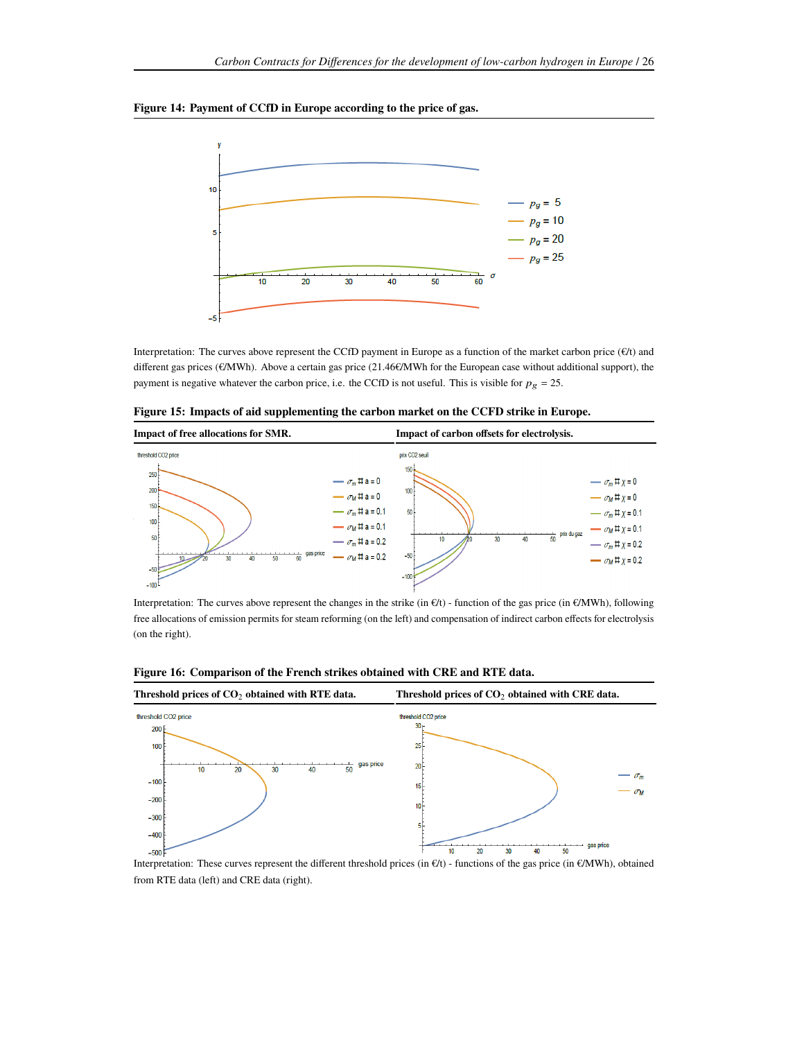**Figure 14: Payment of CCfD in Europe according to the price of gas.**

Interpretation: The curves above represent the CCfD payment in Europe as a function of the market carbon price (€/t) and different gas prices (€/MWh). Above a certain gas price (21.46€/MWh for the European case without additional support), the payment is negative whatever the carbon price, i.e. the CCfD is not useful. This is visible for $p_g = 25$.

**Figure 15: Impacts of aid supplementing the carbon market on the CCFD strike in Europe.**

| Impact of free allocations for SMR. | Impact of carbon offsets for electrolysis. |
| --- | --- |

Interpretation: The curves above represent the changes in the strike (in €/t) - function of the gas price (in €/MWh), following free allocations of emission permits for steam reforming (on the left) and compensation of indirect carbon effects for electrolysis (on the right).

**Figure 16: Comparison of the French strikes obtained with CRE and RTE data.**

| Threshold prices of $CO_2$ obtained with RTE data. | Threshold prices of $CO_2$ obtained with CRE data. |
| --- | --- |

Interpretation: These curves represent the different threshold prices (in €/t) - functions of the gas price (in €/MWh), obtained from RTE data (left) and CRE data (right).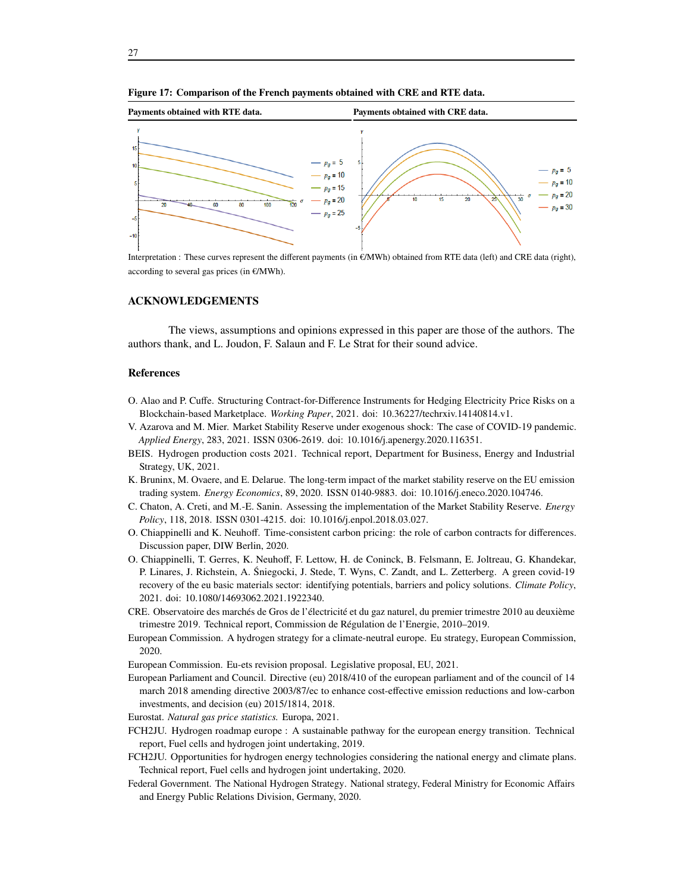**Figure 17: Comparison of the French payments obtained with CRE and RTE data.**

| Payments obtained with RTE data. | Payments obtained with CRE data. |
|---|---|

Interpretation : These curves represent the different payments (in €/MWh) obtained from RTE data (left) and CRE data (right), according to several gas prices (in €/MWh).

## ACKNOWLEDGEMENTS

The views, assumptions and opinions expressed in this paper are those of the authors. The authors thank, and L. Joudon, F. Salaun and F. Le Strat for their sound advice.

## References

O. Alao and P. Cuffe. Structuring Contract-for-Difference Instruments for Hedging Electricity Price Risks on a Blockchain-based Marketplace. *Working Paper*, 2021. doi: 10.36227/techrxiv.14140814.v1.

V. Azarova and M. Mier. Market Stability Reserve under exogenous shock: The case of COVID-19 pandemic. *Applied Energy*, 283, 2021. ISSN 0306-2619. doi: 10.1016/j.apenergy.2020.116351.

BEIS. Hydrogen production costs 2021. Technical report, Department for Business, Energy and Industrial Strategy, UK, 2021.

K. Bruninx, M. Ovaere, and E. Delarue. The long-term impact of the market stability reserve on the EU emission trading system. *Energy Economics*, 89, 2020. ISSN 0140-9883. doi: 10.1016/j.eneco.2020.104746.

C. Chaton, A. Creti, and M.-E. Sanin. Assessing the implementation of the Market Stability Reserve. *Energy Policy*, 118, 2018. ISSN 0301-4215. doi: 10.1016/j.enpol.2018.03.027.

O. Chiappinelli and K. Neuhoff. Time-consistent carbon pricing: the role of carbon contracts for differences. Discussion paper, DIW Berlin, 2020.

O. Chiappinelli, T. Gerres, K. Neuhoff, F. Lettow, H. de Coninck, B. Felsmann, E. Joltreau, G. Khandekar, P. Linares, J. Richstein, A. Śniegocki, J. Stede, T. Wyns, C. Zandt, and L. Zetterberg. A green covid-19 recovery of the eu basic materials sector: identifying potentials, barriers and policy solutions. *Climate Policy*, 2021. doi: 10.1080/14693062.2021.1922340.

CRE. Observatoire des marchés de Gros de l'électricité et du gaz naturel, du premier trimestre 2010 au deuxième trimestre 2019. Technical report, Commission de Régulation de l'Energie, 2010–2019.

European Commission. A hydrogen strategy for a climate-neutral europe. Eu strategy, European Commission, 2020.

European Commission. Eu-ets revision proposal. Legislative proposal, EU, 2021.

European Parliament and Council. Directive (eu) 2018/410 of the european parliament and of the council of 14 march 2018 amending directive 2003/87/ec to enhance cost-effective emission reductions and low-carbon investments, and decision (eu) 2015/1814, 2018.

Eurostat. *Natural gas price statistics.* Europa, 2021.

FCH2JU. Hydrogen roadmap europe : A sustainable pathway for the european energy transition. Technical report, Fuel cells and hydrogen joint undertaking, 2019.

FCH2JU. Opportunities for hydrogen energy technologies considering the national energy and climate plans. Technical report, Fuel cells and hydrogen joint undertaking, 2020.

Federal Government. The National Hydrogen Strategy. National strategy, Federal Ministry for Economic Affairs and Energy Public Relations Division, Germany, 2020.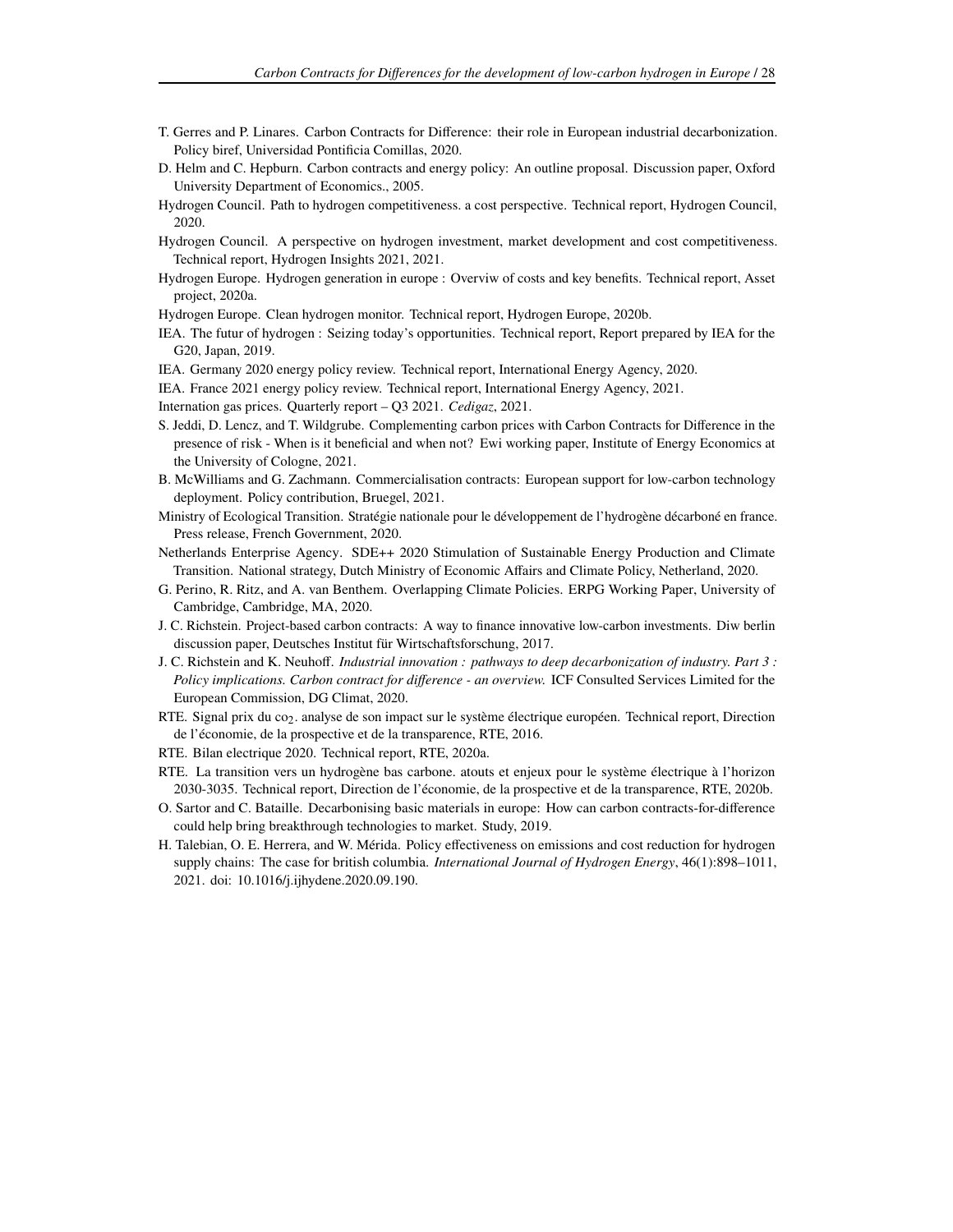T. Gerres and P. Linares. Carbon Contracts for Difference: their role in European industrial decarbonization. Policy biref, Universidad Pontificia Comillas, 2020.

D. Helm and C. Hepburn. Carbon contracts and energy policy: An outline proposal. Discussion paper, Oxford University Department of Economics., 2005.

Hydrogen Council. Path to hydrogen competitiveness. a cost perspective. Technical report, Hydrogen Council, 2020.

Hydrogen Council. A perspective on hydrogen investment, market development and cost competitiveness. Technical report, Hydrogen Insights 2021, 2021.

Hydrogen Europe. Hydrogen generation in europe : Overviw of costs and key benefits. Technical report, Asset project, 2020a.

Hydrogen Europe. Clean hydrogen monitor. Technical report, Hydrogen Europe, 2020b.

IEA. The futur of hydrogen : Seizing today's opportunities. Technical report, Report prepared by IEA for the G20, Japan, 2019.

IEA. Germany 2020 energy policy review. Technical report, International Energy Agency, 2020.

IEA. France 2021 energy policy review. Technical report, International Energy Agency, 2021.

Internation gas prices. Quarterly report – Q3 2021. *Cedigaz*, 2021.

S. Jeddi, D. Lencz, and T. Wildgrube. Complementing carbon prices with Carbon Contracts for Difference in the presence of risk - When is it beneficial and when not? Ewi working paper, Institute of Energy Economics at the University of Cologne, 2021.

B. McWilliams and G. Zachmann. Commercialisation contracts: European support for low-carbon technology deployment. Policy contribution, Bruegel, 2021.

Ministry of Ecological Transition. Stratégie nationale pour le développement de l'hydrogène décarboné en france. Press release, French Government, 2020.

Netherlands Enterprise Agency. SDE++ 2020 Stimulation of Sustainable Energy Production and Climate Transition. National strategy, Dutch Ministry of Economic Affairs and Climate Policy, Netherland, 2020.

G. Perino, R. Ritz, and A. van Benthem. Overlapping Climate Policies. ERPG Working Paper, University of Cambridge, Cambridge, MA, 2020.

J. C. Richstein. Project-based carbon contracts: A way to finance innovative low-carbon investments. Diw berlin discussion paper, Deutsches Institut für Wirtschaftsforschung, 2017.

J. C. Richstein and K. Neuhoff. *Industrial innovation : pathways to deep decarbonization of industry. Part 3 : Policy implications. Carbon contract for difference - an overview.* ICF Consulted Services Limited for the European Commission, DG Climat, 2020.

RTE. Signal prix du $co_2$. analyse de son impact sur le système électrique européen. Technical report, Direction de l'économie, de la prospective et de la transparence, RTE, 2016.

RTE. Bilan electrique 2020. Technical report, RTE, 2020a.

RTE. La transition vers un hydrogène bas carbone. atouts et enjeux pour le système électrique à l'horizon 2030-3035. Technical report, Direction de l'économie, de la prospective et de la transparence, RTE, 2020b.

O. Sartor and C. Bataille. Decarbonising basic materials in europe: How can carbon contracts-for-difference could help bring breakthrough technologies to market. Study, 2019.

H. Talebian, O. E. Herrera, and W. Mérida. Policy effectiveness on emissions and cost reduction for hydrogen supply chains: The case for british columbia. *International Journal of Hydrogen Energy*, 46(1):898–1011, 2021. doi: 10.1016/j.ijhydene.2020.09.190.